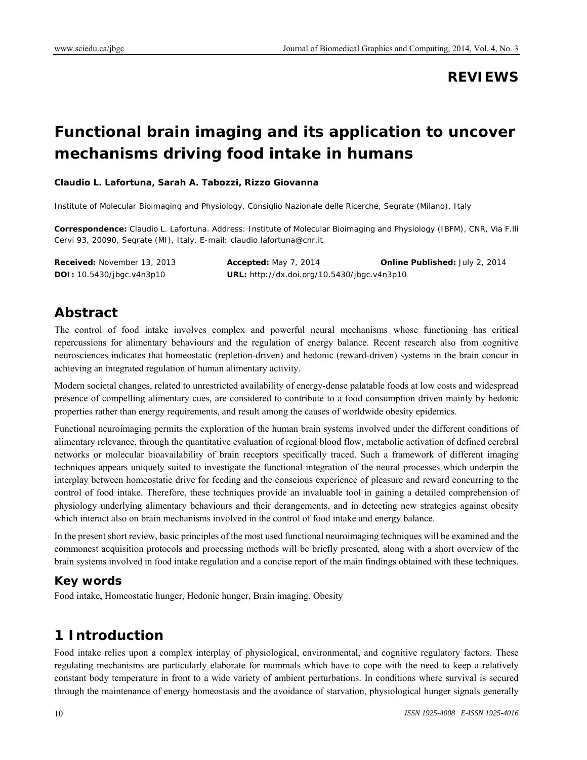**REVIEWS**

# Functional brain imaging and its application to uncover mechanisms driving food intake in humans

**Claudio L. Lafortuna, Sarah A. Tabozzi, Rizzo Giovanna**

Institute of Molecular Bioimaging and Physiology, Consiglio Nazionale delle Ricerche, Segrate (Milano), Italy

**Correspondence:** Claudio L. Lafortuna. Address: Institute of Molecular Bioimaging and Physiology (IBFM), CNR, Via F.lli Cervi 93, 20090, Segrate (MI), Italy. E-mail: claudio.lafortuna@cnr.it

**Received:** November 13, 2013 **Accepted:** May 7, 2014 **Online Published:** July 2, 2014
**DOI:** 10.5430/jbgc.v4n3p10 **URL:** http://dx.doi.org/10.5430/jbgc.v4n3p10

## Abstract

The control of food intake involves complex and powerful neural mechanisms whose functioning has critical repercussions for alimentary behaviours and the regulation of energy balance. Recent research also from cognitive neurosciences indicates that homeostatic (repletion-driven) and hedonic (reward-driven) systems in the brain concur in achieving an integrated regulation of human alimentary activity.

Modern societal changes, related to unrestricted availability of energy-dense palatable foods at low costs and widespread presence of compelling alimentary cues, are considered to contribute to a food consumption driven mainly by hedonic properties rather than energy requirements, and result among the causes of worldwide obesity epidemics.

Functional neuroimaging permits the exploration of the human brain systems involved under the different conditions of alimentary relevance, through the quantitative evaluation of regional blood flow, metabolic activation of defined cerebral networks or molecular bioavailability of brain receptors specifically traced. Such a framework of different imaging techniques appears uniquely suited to investigate the functional integration of the neural processes which underpin the interplay between homeostatic drive for feeding and the conscious experience of pleasure and reward concurring to the control of food intake. Therefore, these techniques provide an invaluable tool in gaining a detailed comprehension of physiology underlying alimentary behaviours and their derangements, and in detecting new strategies against obesity which interact also on brain mechanisms involved in the control of food intake and energy balance.

In the present short review, basic principles of the most used functional neuroimaging techniques will be examined and the commonest acquisition protocols and processing methods will be briefly presented, along with a short overview of the brain systems involved in food intake regulation and a concise report of the main findings obtained with these techniques.

### Key words

Food intake, Homeostatic hunger, Hedonic hunger, Brain imaging, Obesity

## 1 Introduction

Food intake relies upon a complex interplay of physiological, environmental, and cognitive regulatory factors. These regulating mechanisms are particularly elaborate for mammals which have to cope with the need to keep a relatively constant body temperature in front to a wide variety of ambient perturbations. In conditions where survival is secured through the maintenance of energy homeostasis and the avoidance of starvation, physiological hunger signals generally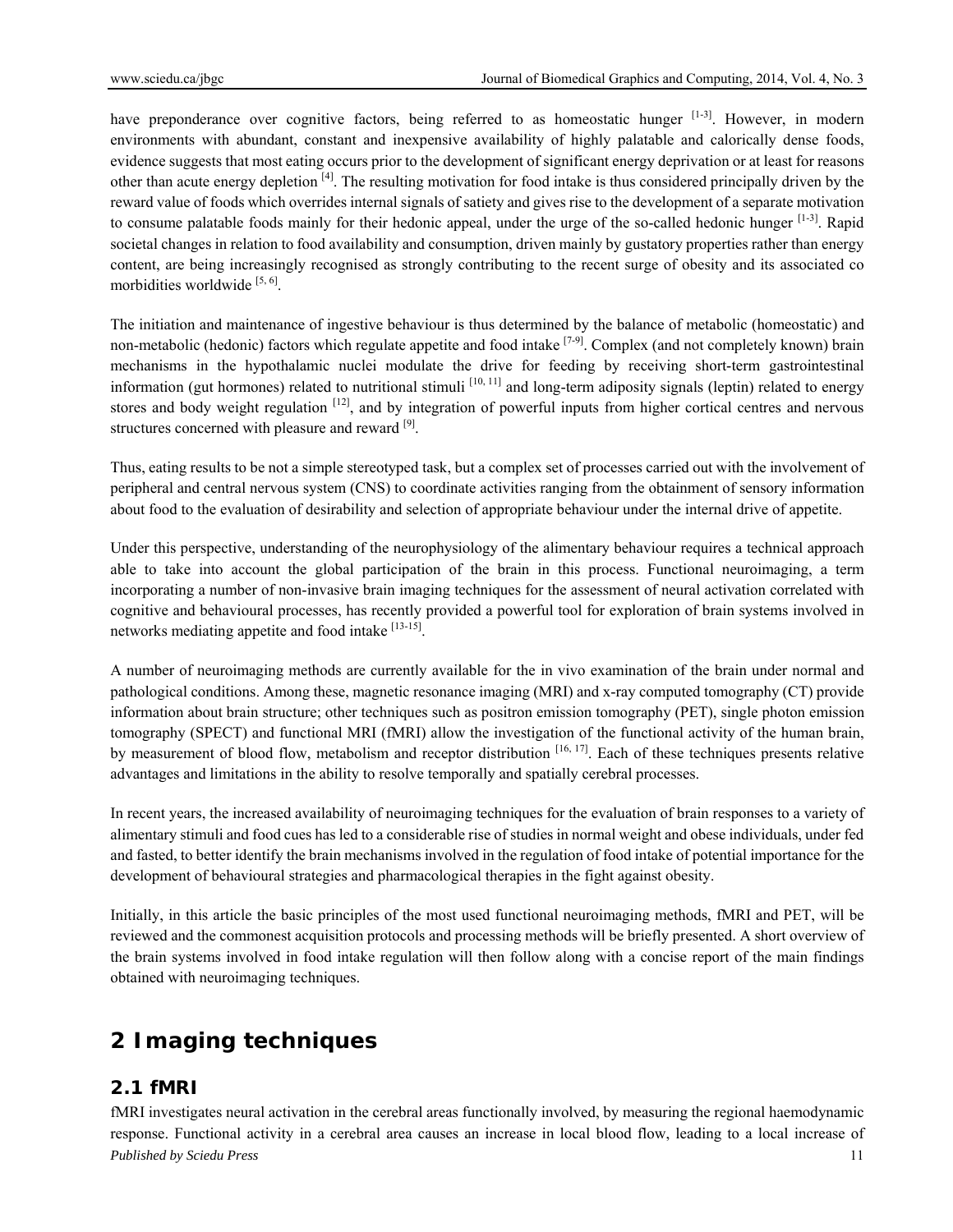have preponderance over cognitive factors, being referred to as homeostatic hunger [1-3]. However, in modern environments with abundant, constant and inexpensive availability of highly palatable and calorically dense foods, evidence suggests that most eating occurs prior to the development of significant energy deprivation or at least for reasons other than acute energy depletion [4]. The resulting motivation for food intake is thus considered principally driven by the reward value of foods which overrides internal signals of satiety and gives rise to the development of a separate motivation to consume palatable foods mainly for their hedonic appeal, under the urge of the so-called hedonic hunger [1-3]. Rapid societal changes in relation to food availability and consumption, driven mainly by gustatory properties rather than energy content, are being increasingly recognised as strongly contributing to the recent surge of obesity and its associated co morbidities worldwide [5, 6].

The initiation and maintenance of ingestive behaviour is thus determined by the balance of metabolic (homeostatic) and non-metabolic (hedonic) factors which regulate appetite and food intake [7-9]. Complex (and not completely known) brain mechanisms in the hypothalamic nuclei modulate the drive for feeding by receiving short-term gastrointestinal information (gut hormones) related to nutritional stimuli [10, 11] and long-term adiposity signals (leptin) related to energy stores and body weight regulation [12], and by integration of powerful inputs from higher cortical centres and nervous structures concerned with pleasure and reward [9].

Thus, eating results to be not a simple stereotyped task, but a complex set of processes carried out with the involvement of peripheral and central nervous system (CNS) to coordinate activities ranging from the obtainment of sensory information about food to the evaluation of desirability and selection of appropriate behaviour under the internal drive of appetite.

Under this perspective, understanding of the neurophysiology of the alimentary behaviour requires a technical approach able to take into account the global participation of the brain in this process. Functional neuroimaging, a term incorporating a number of non-invasive brain imaging techniques for the assessment of neural activation correlated with cognitive and behavioural processes, has recently provided a powerful tool for exploration of brain systems involved in networks mediating appetite and food intake [13-15].

A number of neuroimaging methods are currently available for the in vivo examination of the brain under normal and pathological conditions. Among these, magnetic resonance imaging (MRI) and x-ray computed tomography (CT) provide information about brain structure; other techniques such as positron emission tomography (PET), single photon emission tomography (SPECT) and functional MRI (fMRI) allow the investigation of the functional activity of the human brain, by measurement of blood flow, metabolism and receptor distribution [16, 17]. Each of these techniques presents relative advantages and limitations in the ability to resolve temporally and spatially cerebral processes.

In recent years, the increased availability of neuroimaging techniques for the evaluation of brain responses to a variety of alimentary stimuli and food cues has led to a considerable rise of studies in normal weight and obese individuals, under fed and fasted, to better identify the brain mechanisms involved in the regulation of food intake of potential importance for the development of behavioural strategies and pharmacological therapies in the fight against obesity.

Initially, in this article the basic principles of the most used functional neuroimaging methods, fMRI and PET, will be reviewed and the commonest acquisition protocols and processing methods will be briefly presented. A short overview of the brain systems involved in food intake regulation will then follow along with a concise report of the main findings obtained with neuroimaging techniques.

## 2 Imaging techniques

### 2.1 fMRI

fMRI investigates neural activation in the cerebral areas functionally involved, by measuring the regional haemodynamic response. Functional activity in a cerebral area causes an increase in local blood flow, leading to a local increase of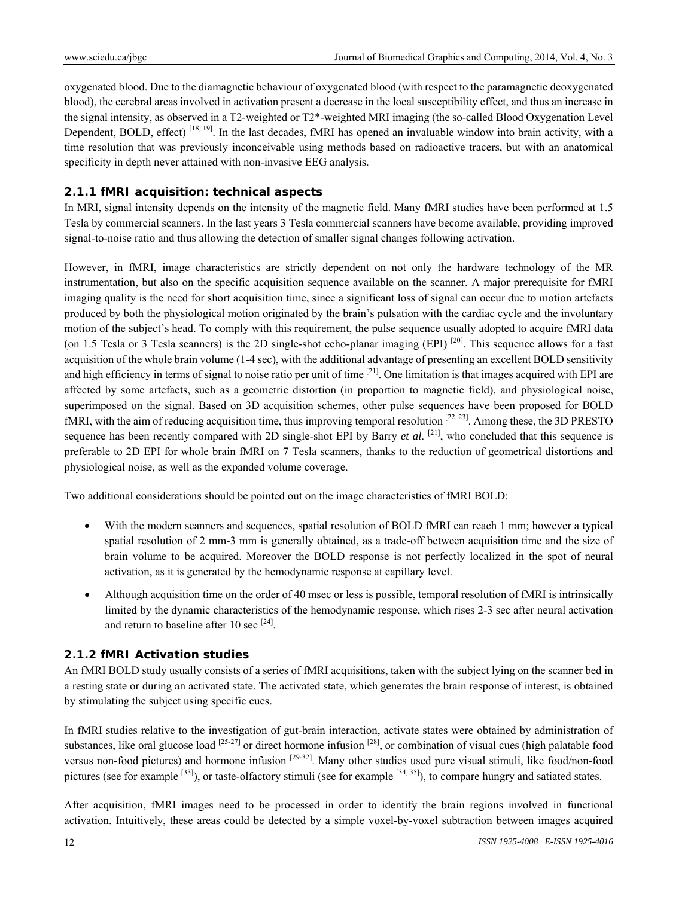oxygenated blood. Due to the diamagnetic behaviour of oxygenated blood (with respect to the paramagnetic deoxygenated blood), the cerebral areas involved in activation present a decrease in the local susceptibility effect, and thus an increase in the signal intensity, as observed in a T2-weighted or T2*-weighted MRI imaging (the so-called Blood Oxygenation Level Dependent, BOLD, effect) [18, 19]. In the last decades, fMRI has opened an invaluable window into brain activity, with a time resolution that was previously inconceivable using methods based on radioactive tracers, but with an anatomical specificity in depth never attained with non-invasive EEG analysis.

### 2.1.1 fMRI acquisition: technical aspects

In MRI, signal intensity depends on the intensity of the magnetic field. Many fMRI studies have been performed at 1.5 Tesla by commercial scanners. In the last years 3 Tesla commercial scanners have become available, providing improved signal-to-noise ratio and thus allowing the detection of smaller signal changes following activation.

However, in fMRI, image characteristics are strictly dependent on not only the hardware technology of the MR instrumentation, but also on the specific acquisition sequence available on the scanner. A major prerequisite for fMRI imaging quality is the need for short acquisition time, since a significant loss of signal can occur due to motion artefacts produced by both the physiological motion originated by the brain's pulsation with the cardiac cycle and the involuntary motion of the subject's head. To comply with this requirement, the pulse sequence usually adopted to acquire fMRI data (on 1.5 Tesla or 3 Tesla scanners) is the 2D single-shot echo-planar imaging (EPI) [20]. This sequence allows for a fast acquisition of the whole brain volume (1-4 sec), with the additional advantage of presenting an excellent BOLD sensitivity and high efficiency in terms of signal to noise ratio per unit of time [21]. One limitation is that images acquired with EPI are affected by some artefacts, such as a geometric distortion (in proportion to magnetic field), and physiological noise, superimposed on the signal. Based on 3D acquisition schemes, other pulse sequences have been proposed for BOLD fMRI, with the aim of reducing acquisition time, thus improving temporal resolution [22, 23]. Among these, the 3D PRESTO sequence has been recently compared with 2D single-shot EPI by Barry *et al.* [21], who concluded that this sequence is preferable to 2D EPI for whole brain fMRI on 7 Tesla scanners, thanks to the reduction of geometrical distortions and physiological noise, as well as the expanded volume coverage.

Two additional considerations should be pointed out on the image characteristics of fMRI BOLD:

- With the modern scanners and sequences, spatial resolution of BOLD fMRI can reach 1 mm; however a typical spatial resolution of 2 mm-3 mm is generally obtained, as a trade-off between acquisition time and the size of brain volume to be acquired. Moreover the BOLD response is not perfectly localized in the spot of neural activation, as it is generated by the hemodynamic response at capillary level.
- Although acquisition time on the order of 40 msec or less is possible, temporal resolution of fMRI is intrinsically limited by the dynamic characteristics of the hemodynamic response, which rises 2-3 sec after neural activation and return to baseline after 10 sec [24].

### 2.1.2 fMRI Activation studies

An fMRI BOLD study usually consists of a series of fMRI acquisitions, taken with the subject lying on the scanner bed in a resting state or during an activated state. The activated state, which generates the brain response of interest, is obtained by stimulating the subject using specific cues.

In fMRI studies relative to the investigation of gut-brain interaction, activate states were obtained by administration of substances, like oral glucose load [25-27] or direct hormone infusion [28], or combination of visual cues (high palatable food versus non-food pictures) and hormone infusion [29-32]. Many other studies used pure visual stimuli, like food/non-food pictures (see for example [33]), or taste-olfactory stimuli (see for example [34, 35]), to compare hungry and satiated states.

After acquisition, fMRI images need to be processed in order to identify the brain regions involved in functional activation. Intuitively, these areas could be detected by a simple voxel-by-voxel subtraction between images acquired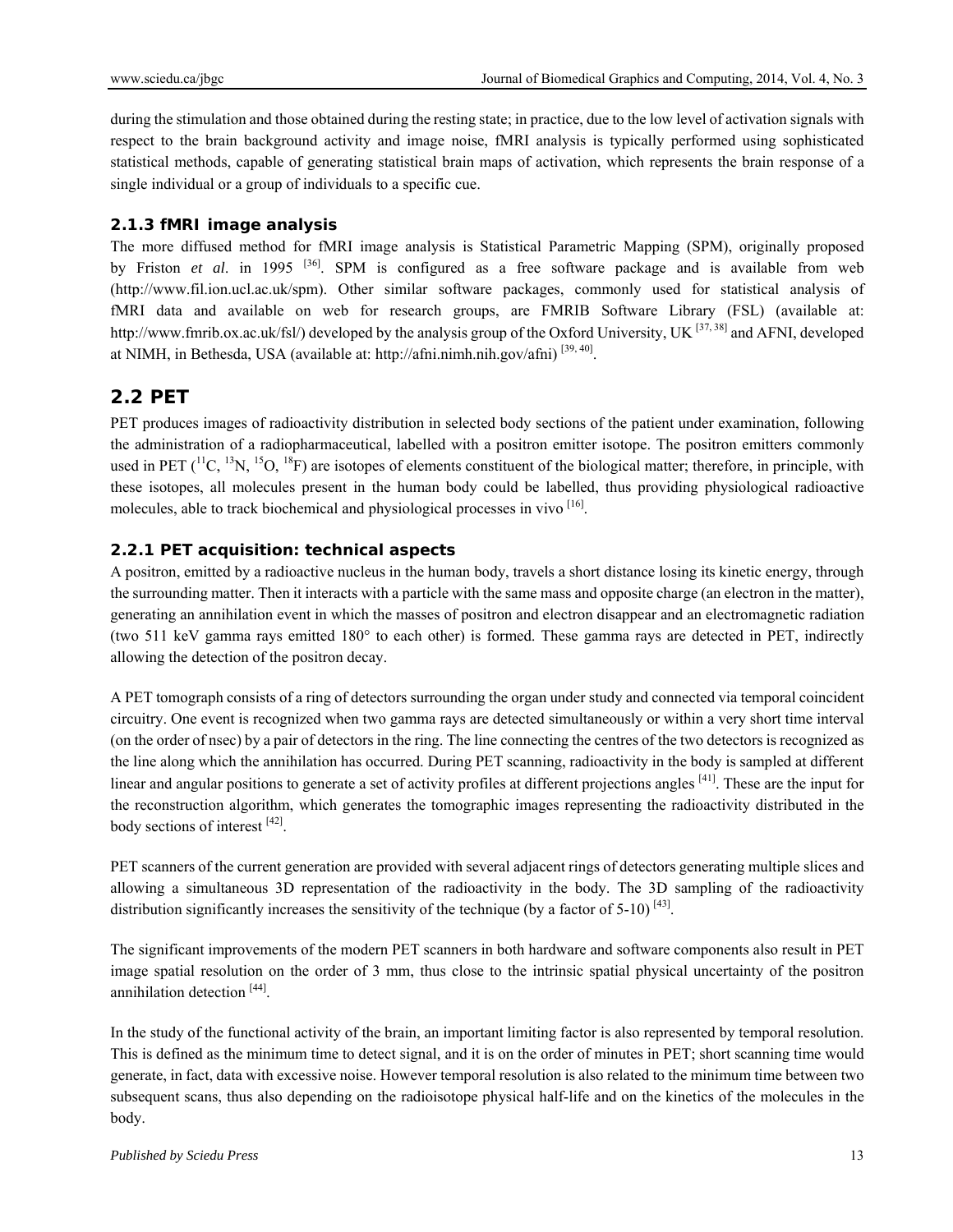during the stimulation and those obtained during the resting state; in practice, due to the low level of activation signals with respect to the brain background activity and image noise, fMRI analysis is typically performed using sophisticated statistical methods, capable of generating statistical brain maps of activation, which represents the brain response of a single individual or a group of individuals to a specific cue.

### 2.1.3 fMRI image analysis

The more diffused method for fMRI image analysis is Statistical Parametric Mapping (SPM), originally proposed by Friston *et al*. in 1995 [36]. SPM is configured as a free software package and is available from web (http://www.fil.ion.ucl.ac.uk/spm). Other similar software packages, commonly used for statistical analysis of fMRI data and available on web for research groups, are FMRIB Software Library (FSL) (available at: http://www.fmrib.ox.ac.uk/fsl/) developed by the analysis group of the Oxford University, UK [37, 38] and AFNI, developed at NIMH, in Bethesda, USA (available at: http://afni.nimh.nih.gov/afni) [39, 40].

## 2.2 PET

PET produces images of radioactivity distribution in selected body sections of the patient under examination, following the administration of a radiopharmaceutical, labelled with a positron emitter isotope. The positron emitters commonly used in PET ($^{11}C$, $^{13}N$, $^{15}O$, $^{18}F$) are isotopes of elements constituent of the biological matter; therefore, in principle, with these isotopes, all molecules present in the human body could be labelled, thus providing physiological radioactive molecules, able to track biochemical and physiological processes in vivo [16].

### 2.2.1 PET acquisition: technical aspects

A positron, emitted by a radioactive nucleus in the human body, travels a short distance losing its kinetic energy, through the surrounding matter. Then it interacts with a particle with the same mass and opposite charge (an electron in the matter), generating an annihilation event in which the masses of positron and electron disappear and an electromagnetic radiation (two 511 keV gamma rays emitted 180° to each other) is formed. These gamma rays are detected in PET, indirectly allowing the detection of the positron decay.

A PET tomograph consists of a ring of detectors surrounding the organ under study and connected via temporal coincident circuitry. One event is recognized when two gamma rays are detected simultaneously or within a very short time interval (on the order of nsec) by a pair of detectors in the ring. The line connecting the centres of the two detectors is recognized as the line along which the annihilation has occurred. During PET scanning, radioactivity in the body is sampled at different linear and angular positions to generate a set of activity profiles at different projections angles [41]. These are the input for the reconstruction algorithm, which generates the tomographic images representing the radioactivity distributed in the body sections of interest [42].

PET scanners of the current generation are provided with several adjacent rings of detectors generating multiple slices and allowing a simultaneous 3D representation of the radioactivity in the body. The 3D sampling of the radioactivity distribution significantly increases the sensitivity of the technique (by a factor of 5-10) [43].

The significant improvements of the modern PET scanners in both hardware and software components also result in PET image spatial resolution on the order of 3 mm, thus close to the intrinsic spatial physical uncertainty of the positron annihilation detection [44].

In the study of the functional activity of the brain, an important limiting factor is also represented by temporal resolution. This is defined as the minimum time to detect signal, and it is on the order of minutes in PET; short scanning time would generate, in fact, data with excessive noise. However temporal resolution is also related to the minimum time between two subsequent scans, thus also depending on the radioisotope physical half-life and on the kinetics of the molecules in the body.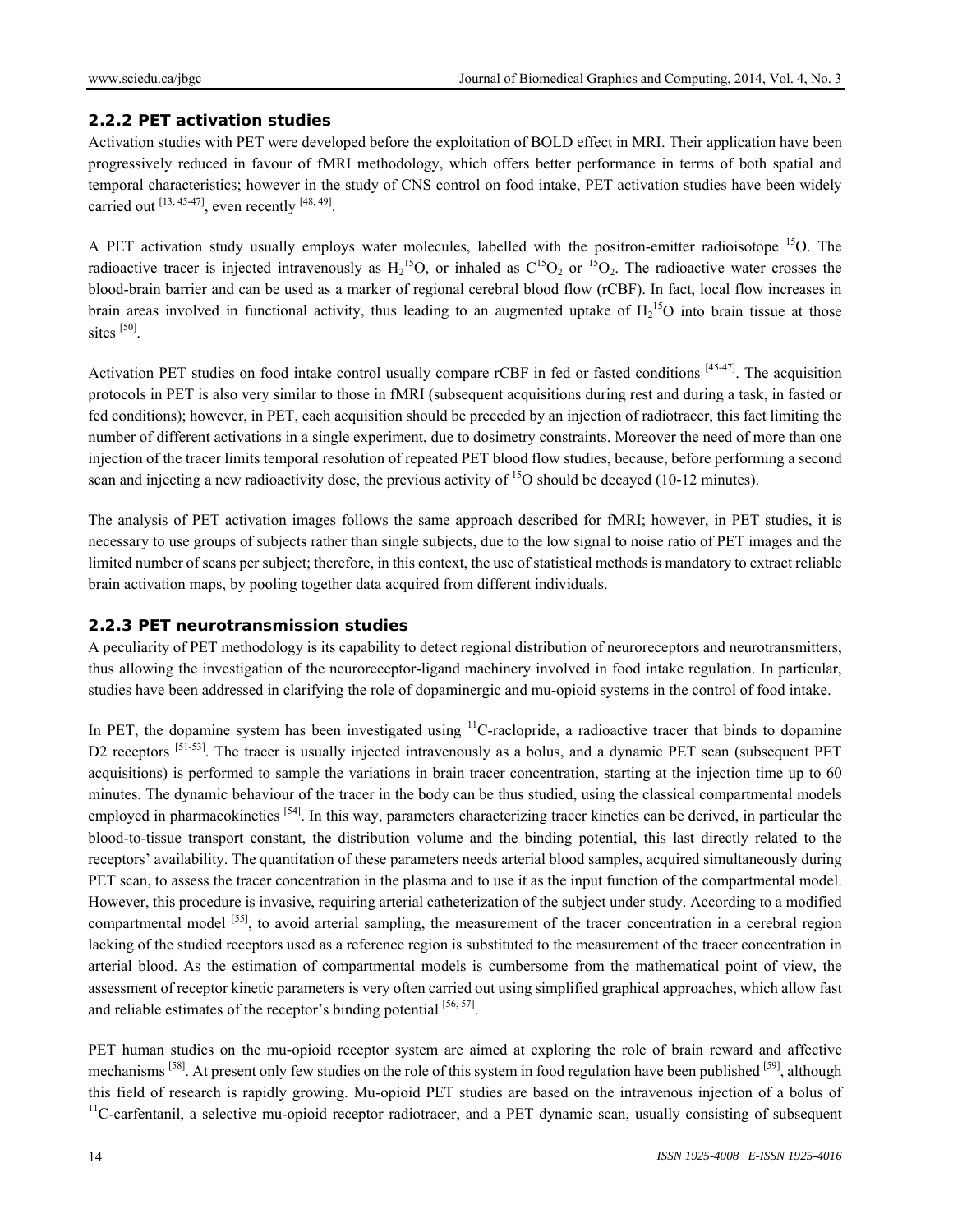### 2.2.2 PET activation studies

Activation studies with PET were developed before the exploitation of BOLD effect in MRI. Their application have been progressively reduced in favour of fMRI methodology, which offers better performance in terms of both spatial and temporal characteristics; however in the study of CNS control on food intake, PET activation studies have been widely carried out [13, 45-47], even recently [48, 49].

A PET activation study usually employs water molecules, labelled with the positron-emitter radioisotope $^{15}O$. The radioactive tracer is injected intravenously as $H_2^{15}O$, or inhaled as $C^{15}O_2$ or $^{15}O_2$. The radioactive water crosses the blood-brain barrier and can be used as a marker of regional cerebral blood flow (rCBF). In fact, local flow increases in brain areas involved in functional activity, thus leading to an augmented uptake of $H_2^{15}O$ into brain tissue at those sites [50].

Activation PET studies on food intake control usually compare rCBF in fed or fasted conditions [45-47]. The acquisition protocols in PET is also very similar to those in fMRI (subsequent acquisitions during rest and during a task, in fasted or fed conditions); however, in PET, each acquisition should be preceded by an injection of radiotracer, this fact limiting the number of different activations in a single experiment, due to dosimetry constraints. Moreover the need of more than one injection of the tracer limits temporal resolution of repeated PET blood flow studies, because, before performing a second scan and injecting a new radioactivity dose, the previous activity of $^{15}O$ should be decayed (10-12 minutes).

The analysis of PET activation images follows the same approach described for fMRI; however, in PET studies, it is necessary to use groups of subjects rather than single subjects, due to the low signal to noise ratio of PET images and the limited number of scans per subject; therefore, in this context, the use of statistical methods is mandatory to extract reliable brain activation maps, by pooling together data acquired from different individuals.

### 2.2.3 PET neurotransmission studies

A peculiarity of PET methodology is its capability to detect regional distribution of neuroreceptors and neurotransmitters, thus allowing the investigation of the neuroreceptor-ligand machinery involved in food intake regulation. In particular, studies have been addressed in clarifying the role of dopaminergic and mu-opioid systems in the control of food intake.

In PET, the dopamine system has been investigated using $^{11}C$-raclopride, a radioactive tracer that binds to dopamine D2 receptors [51-53]. The tracer is usually injected intravenously as a bolus, and a dynamic PET scan (subsequent PET acquisitions) is performed to sample the variations in brain tracer concentration, starting at the injection time up to 60 minutes. The dynamic behaviour of the tracer in the body can be thus studied, using the classical compartmental models employed in pharmacokinetics [54]. In this way, parameters characterizing tracer kinetics can be derived, in particular the blood-to-tissue transport constant, the distribution volume and the binding potential, this last directly related to the receptors' availability. The quantitation of these parameters needs arterial blood samples, acquired simultaneously during PET scan, to assess the tracer concentration in the plasma and to use it as the input function of the compartmental model. However, this procedure is invasive, requiring arterial catheterization of the subject under study. According to a modified compartmental model [55], to avoid arterial sampling, the measurement of the tracer concentration in a cerebral region lacking of the studied receptors used as a reference region is substituted to the measurement of the tracer concentration in arterial blood. As the estimation of compartmental models is cumbersome from the mathematical point of view, the assessment of receptor kinetic parameters is very often carried out using simplified graphical approaches, which allow fast and reliable estimates of the receptor's binding potential [56, 57].

PET human studies on the mu-opioid receptor system are aimed at exploring the role of brain reward and affective mechanisms [58]. At present only few studies on the role of this system in food regulation have been published [59], although this field of research is rapidly growing. Mu-opioid PET studies are based on the intravenous injection of a bolus of $^{11}C$-carfentanil, a selective mu-opioid receptor radiotracer, and a PET dynamic scan, usually consisting of subsequent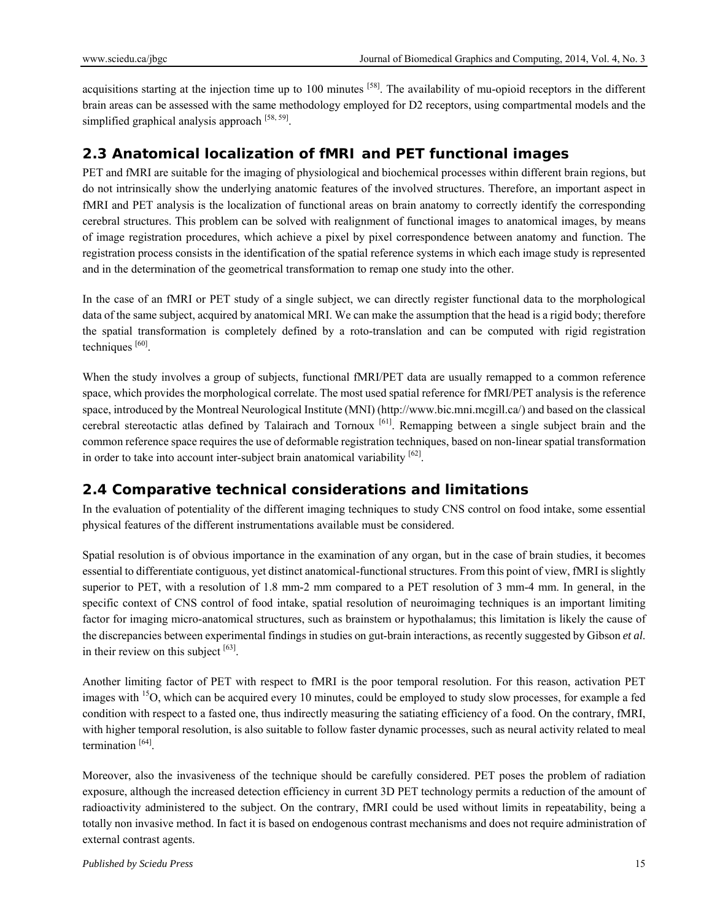acquisitions starting at the injection time up to 100 minutes [58]. The availability of mu-opioid receptors in the different brain areas can be assessed with the same methodology employed for D2 receptors, using compartmental models and the simplified graphical analysis approach [58, 59].

## 2.3 Anatomical localization of fMRI and PET functional images

PET and fMRI are suitable for the imaging of physiological and biochemical processes within different brain regions, but do not intrinsically show the underlying anatomic features of the involved structures. Therefore, an important aspect in fMRI and PET analysis is the localization of functional areas on brain anatomy to correctly identify the corresponding cerebral structures. This problem can be solved with realignment of functional images to anatomical images, by means of image registration procedures, which achieve a pixel by pixel correspondence between anatomy and function. The registration process consists in the identification of the spatial reference systems in which each image study is represented and in the determination of the geometrical transformation to remap one study into the other.

In the case of an fMRI or PET study of a single subject, we can directly register functional data to the morphological data of the same subject, acquired by anatomical MRI. We can make the assumption that the head is a rigid body; therefore the spatial transformation is completely defined by a roto-translation and can be computed with rigid registration techniques [60].

When the study involves a group of subjects, functional fMRI/PET data are usually remapped to a common reference space, which provides the morphological correlate. The most used spatial reference for fMRI/PET analysis is the reference space, introduced by the Montreal Neurological Institute (MNI) (http://www.bic.mni.mcgill.ca/) and based on the classical cerebral stereotactic atlas defined by Talairach and Tornoux [61]. Remapping between a single subject brain and the common reference space requires the use of deformable registration techniques, based on non-linear spatial transformation in order to take into account inter-subject brain anatomical variability [62].

## 2.4 Comparative technical considerations and limitations

In the evaluation of potentiality of the different imaging techniques to study CNS control on food intake, some essential physical features of the different instrumentations available must be considered.

Spatial resolution is of obvious importance in the examination of any organ, but in the case of brain studies, it becomes essential to differentiate contiguous, yet distinct anatomical-functional structures. From this point of view, fMRI is slightly superior to PET, with a resolution of 1.8 mm-2 mm compared to a PET resolution of 3 mm-4 mm. In general, in the specific context of CNS control of food intake, spatial resolution of neuroimaging techniques is an important limiting factor for imaging micro-anatomical structures, such as brainstem or hypothalamus; this limitation is likely the cause of the discrepancies between experimental findings in studies on gut-brain interactions, as recently suggested by Gibson *et al.* in their review on this subject [63].

Another limiting factor of PET with respect to fMRI is the poor temporal resolution. For this reason, activation PET images with $^{15}O$, which can be acquired every 10 minutes, could be employed to study slow processes, for example a fed condition with respect to a fasted one, thus indirectly measuring the satiating efficiency of a food. On the contrary, fMRI, with higher temporal resolution, is also suitable to follow faster dynamic processes, such as neural activity related to meal termination [64].

Moreover, also the invasiveness of the technique should be carefully considered. PET poses the problem of radiation exposure, although the increased detection efficiency in current 3D PET technology permits a reduction of the amount of radioactivity administered to the subject. On the contrary, fMRI could be used without limits in repeatability, being a totally non invasive method. In fact it is based on endogenous contrast mechanisms and does not require administration of external contrast agents.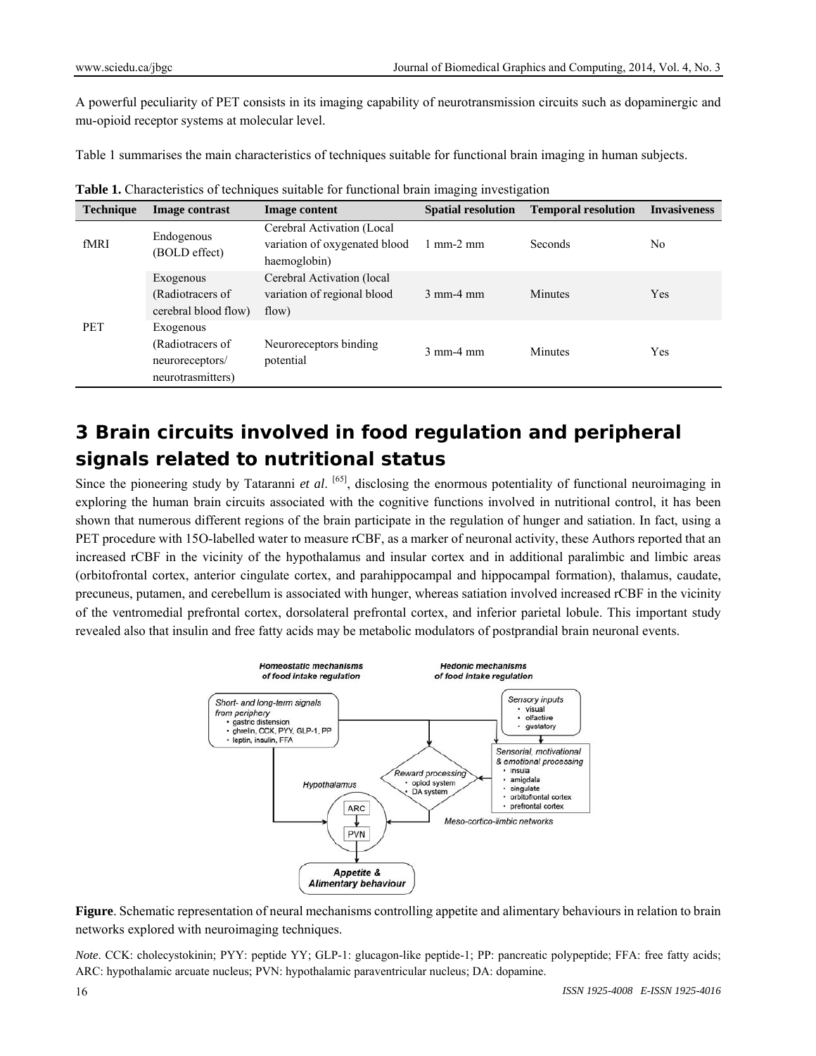A powerful peculiarity of PET consists in its imaging capability of neurotransmission circuits such as dopaminergic and mu-opioid receptor systems at molecular level.

Table 1 summarises the main characteristics of techniques suitable for functional brain imaging in human subjects.

**Table 1.** Characteristics of techniques suitable for functional brain imaging investigation

| Technique | Image contrast | Image content | Spatial resolution | Temporal resolution | Invasiveness |
|---|---|---|---|---|---|
| fMRI | Endogenous (BOLD effect) | Cerebral Activation (Local variation of oxygenated blood haemoglobin) | 1 mm-2 mm | Seconds | No |
| PET | Exogenous (Radiotracers of cerebral blood flow) | Cerebral Activation (local variation of regional blood flow) | 3 mm-4 mm | Minutes | Yes |
| | Exogenous (Radiotracers of neuroreceptors/ neurotrasmitters) | Neuroreceptors binding potential | 3 mm-4 mm | Minutes | Yes |

## 3 Brain circuits involved in food regulation and peripheral signals related to nutritional status

Since the pioneering study by Tataranni *et al*. [65], disclosing the enormous potentiality of functional neuroimaging in exploring the human brain circuits associated with the cognitive functions involved in nutritional control, it has been shown that numerous different regions of the brain participate in the regulation of hunger and satiation. In fact, using a PET procedure with 15O-labelled water to measure rCBF, as a marker of neuronal activity, these Authors reported that an increased rCBF in the vicinity of the hypothalamus and insular cortex and in additional paralimbic and limbic areas (orbitofrontal cortex, anterior cingulate cortex, and parahippocampal and hippocampal formation), thalamus, caudate, precuneus, putamen, and cerebellum is associated with hunger, whereas satiation involved increased rCBF in the vicinity of the ventromedial prefrontal cortex, dorsolateral prefrontal cortex, and inferior parietal lobule. This important study revealed also that insulin and free fatty acids may be metabolic modulators of postprandial brain neuronal events.

Homeostatic mechanisms of food intake regulation

Hedonic mechanisms of food intake regulation

Short- and long-term signals from periphery
- gastric distension
- ghrelin, CCK, PYY, GLP-1, PP
- leptin, insulin, FFA

Sensory inputs
- visual
- olfactive
- gustatory

Reward processing
- opiod system
- DA system

Sensorial, motivational & emotional processing
- insula
- amigdala
- cingulate
- orbitofrontal cortex
- prefrontal cortex

Hypothalamus

ARC

PVN

Meso-cortico-limbic networks

Appetite & Alimentary behaviour

**Figure**. Schematic representation of neural mechanisms controlling appetite and alimentary behaviours in relation to brain networks explored with neuroimaging techniques.

*Note*. CCK: cholecystokinin; PYY: peptide YY; GLP-1: glucagon-like peptide-1; PP: pancreatic polypeptide; FFA: free fatty acids; ARC: hypothalamic arcuate nucleus; PVN: hypothalamic paraventricular nucleus; DA: dopamine.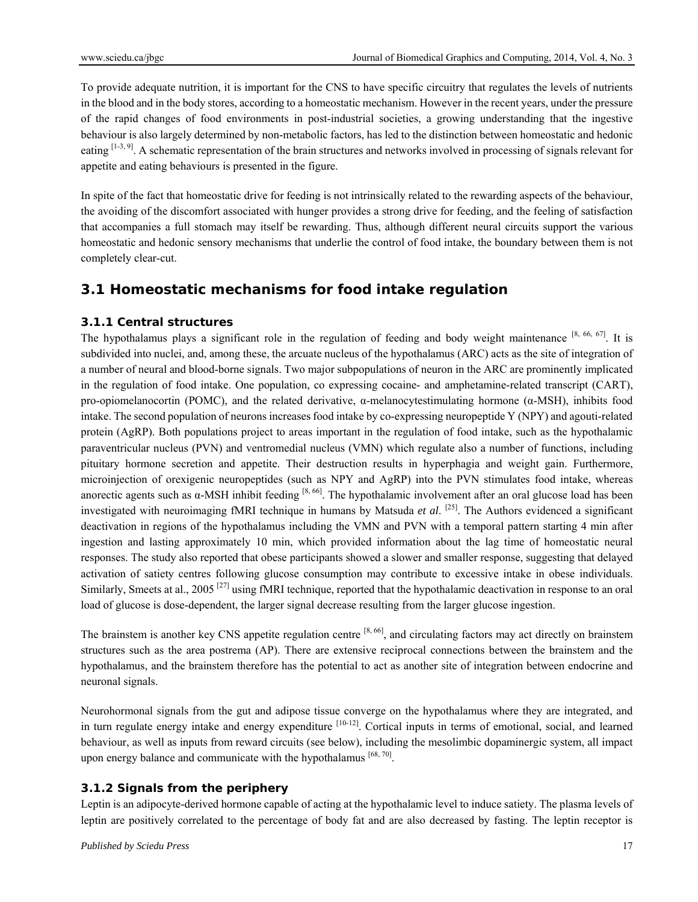To provide adequate nutrition, it is important for the CNS to have specific circuitry that regulates the levels of nutrients in the blood and in the body stores, according to a homeostatic mechanism. However in the recent years, under the pressure of the rapid changes of food environments in post-industrial societies, a growing understanding that the ingestive behaviour is also largely determined by non-metabolic factors, has led to the distinction between homeostatic and hedonic eating [1-3, 9]. A schematic representation of the brain structures and networks involved in processing of signals relevant for appetite and eating behaviours is presented in the figure.

In spite of the fact that homeostatic drive for feeding is not intrinsically related to the rewarding aspects of the behaviour, the avoiding of the discomfort associated with hunger provides a strong drive for feeding, and the feeling of satisfaction that accompanies a full stomach may itself be rewarding. Thus, although different neural circuits support the various homeostatic and hedonic sensory mechanisms that underlie the control of food intake, the boundary between them is not completely clear-cut.

## 3.1 Homeostatic mechanisms for food intake regulation

### 3.1.1 Central structures

The hypothalamus plays a significant role in the regulation of feeding and body weight maintenance [8, 66, 67]. It is subdivided into nuclei, and, among these, the arcuate nucleus of the hypothalamus (ARC) acts as the site of integration of a number of neural and blood-borne signals. Two major subpopulations of neuron in the ARC are prominently implicated in the regulation of food intake. One population, co expressing cocaine- and amphetamine-related transcript (CART), pro-opiomelanocortin (POMC), and the related derivative, α-melanocytestimulating hormone (α-MSH), inhibits food intake. The second population of neurons increases food intake by co-expressing neuropeptide Y (NPY) and agouti-related protein (AgRP). Both populations project to areas important in the regulation of food intake, such as the hypothalamic paraventricular nucleus (PVN) and ventromedial nucleus (VMN) which regulate also a number of functions, including pituitary hormone secretion and appetite. Their destruction results in hyperphagia and weight gain. Furthermore, microinjection of orexigenic neuropeptides (such as NPY and AgRP) into the PVN stimulates food intake, whereas anorectic agents such as α-MSH inhibit feeding [8, 66]. The hypothalamic involvement after an oral glucose load has been investigated with neuroimaging fMRI technique in humans by Matsuda *et al*. [25]. The Authors evidenced a significant deactivation in regions of the hypothalamus including the VMN and PVN with a temporal pattern starting 4 min after ingestion and lasting approximately 10 min, which provided information about the lag time of homeostatic neural responses. The study also reported that obese participants showed a slower and smaller response, suggesting that delayed activation of satiety centres following glucose consumption may contribute to excessive intake in obese individuals. Similarly, Smeets at al., 2005 [27] using fMRI technique, reported that the hypothalamic deactivation in response to an oral load of glucose is dose-dependent, the larger signal decrease resulting from the larger glucose ingestion.

The brainstem is another key CNS appetite regulation centre [8, 66], and circulating factors may act directly on brainstem structures such as the area postrema (AP). There are extensive reciprocal connections between the brainstem and the hypothalamus, and the brainstem therefore has the potential to act as another site of integration between endocrine and neuronal signals.

Neurohormonal signals from the gut and adipose tissue converge on the hypothalamus where they are integrated, and in turn regulate energy intake and energy expenditure [10-12]. Cortical inputs in terms of emotional, social, and learned behaviour, as well as inputs from reward circuits (see below), including the mesolimbic dopaminergic system, all impact upon energy balance and communicate with the hypothalamus [68, 70].

### 3.1.2 Signals from the periphery

Leptin is an adipocyte-derived hormone capable of acting at the hypothalamic level to induce satiety. The plasma levels of leptin are positively correlated to the percentage of body fat and are also decreased by fasting. The leptin receptor is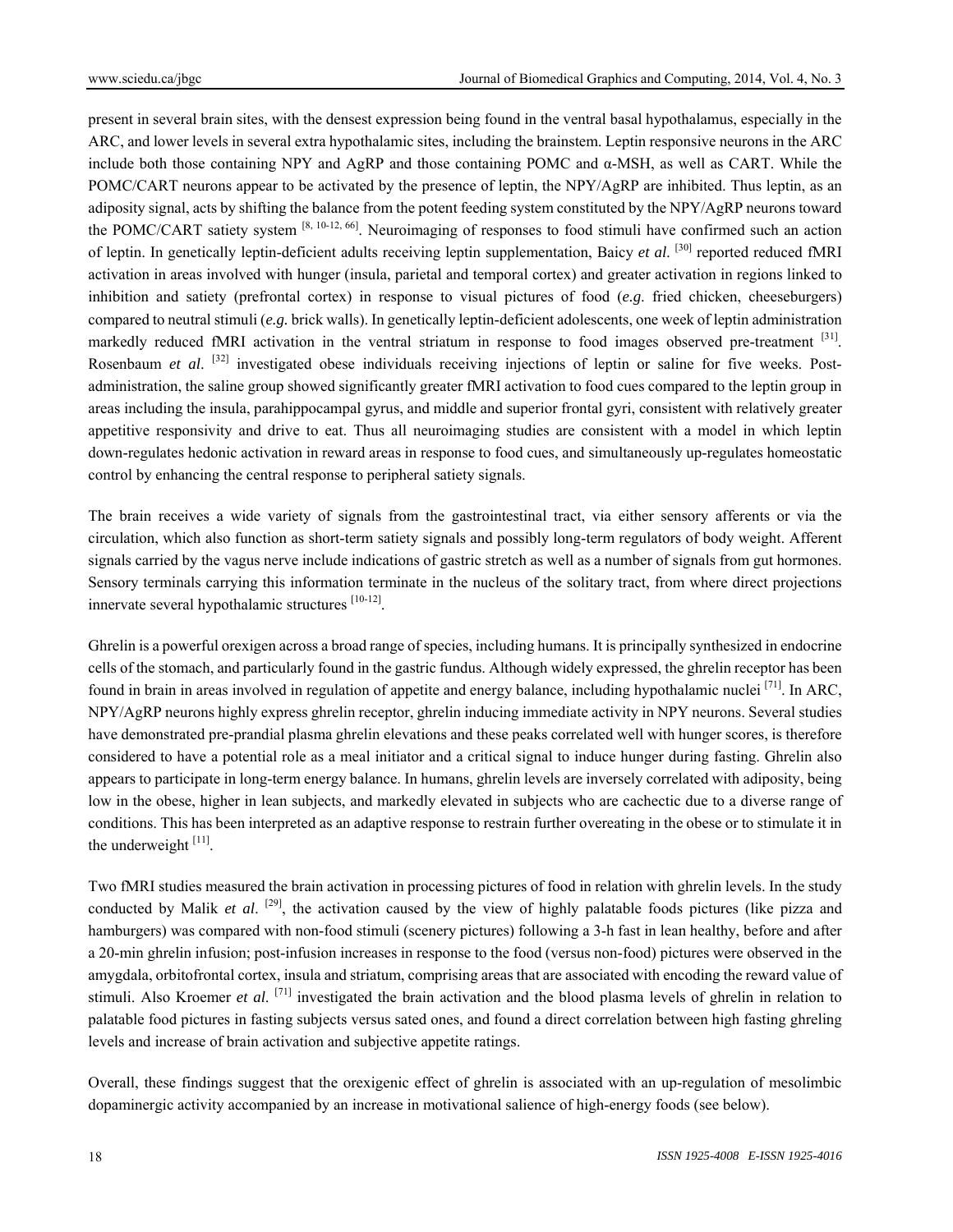present in several brain sites, with the densest expression being found in the ventral basal hypothalamus, especially in the ARC, and lower levels in several extra hypothalamic sites, including the brainstem. Leptin responsive neurons in the ARC include both those containing NPY and AgRP and those containing POMC and α-MSH, as well as CART. While the POMC/CART neurons appear to be activated by the presence of leptin, the NPY/AgRP are inhibited. Thus leptin, as an adiposity signal, acts by shifting the balance from the potent feeding system constituted by the NPY/AgRP neurons toward the POMC/CART satiety system [8, 10-12, 66]. Neuroimaging of responses to food stimuli have confirmed such an action of leptin. In genetically leptin-deficient adults receiving leptin supplementation, Baicy *et al*. [30] reported reduced fMRI activation in areas involved with hunger (insula, parietal and temporal cortex) and greater activation in regions linked to inhibition and satiety (prefrontal cortex) in response to visual pictures of food (*e.g.* fried chicken, cheeseburgers) compared to neutral stimuli (*e.g.* brick walls). In genetically leptin-deficient adolescents, one week of leptin administration markedly reduced fMRI activation in the ventral striatum in response to food images observed pre-treatment [31]. Rosenbaum *et al*. [32] investigated obese individuals receiving injections of leptin or saline for five weeks. Post-administration, the saline group showed significantly greater fMRI activation to food cues compared to the leptin group in areas including the insula, parahippocampal gyrus, and middle and superior frontal gyri, consistent with relatively greater appetitive responsivity and drive to eat. Thus all neuroimaging studies are consistent with a model in which leptin down-regulates hedonic activation in reward areas in response to food cues, and simultaneously up-regulates homeostatic control by enhancing the central response to peripheral satiety signals.

The brain receives a wide variety of signals from the gastrointestinal tract, via either sensory afferents or via the circulation, which also function as short-term satiety signals and possibly long-term regulators of body weight. Afferent signals carried by the vagus nerve include indications of gastric stretch as well as a number of signals from gut hormones. Sensory terminals carrying this information terminate in the nucleus of the solitary tract, from where direct projections innervate several hypothalamic structures [10-12].

Ghrelin is a powerful orexigen across a broad range of species, including humans. It is principally synthesized in endocrine cells of the stomach, and particularly found in the gastric fundus. Although widely expressed, the ghrelin receptor has been found in brain in areas involved in regulation of appetite and energy balance, including hypothalamic nuclei [71]. In ARC, NPY/AgRP neurons highly express ghrelin receptor, ghrelin inducing immediate activity in NPY neurons. Several studies have demonstrated pre-prandial plasma ghrelin elevations and these peaks correlated well with hunger scores, is therefore considered to have a potential role as a meal initiator and a critical signal to induce hunger during fasting. Ghrelin also appears to participate in long-term energy balance. In humans, ghrelin levels are inversely correlated with adiposity, being low in the obese, higher in lean subjects, and markedly elevated in subjects who are cachectic due to a diverse range of conditions. This has been interpreted as an adaptive response to restrain further overeating in the obese or to stimulate it in the underweight [11].

Two fMRI studies measured the brain activation in processing pictures of food in relation with ghrelin levels. In the study conducted by Malik *et al*. [29], the activation caused by the view of highly palatable foods pictures (like pizza and hamburgers) was compared with non-food stimuli (scenery pictures) following a 3-h fast in lean healthy, before and after a 20-min ghrelin infusion; post-infusion increases in response to the food (versus non-food) pictures were observed in the amygdala, orbitofrontal cortex, insula and striatum, comprising areas that are associated with encoding the reward value of stimuli. Also Kroemer *et al*. [71] investigated the brain activation and the blood plasma levels of ghrelin in relation to palatable food pictures in fasting subjects versus sated ones, and found a direct correlation between high fasting ghreling levels and increase of brain activation and subjective appetite ratings.

Overall, these findings suggest that the orexigenic effect of ghrelin is associated with an up-regulation of mesolimbic dopaminergic activity accompanied by an increase in motivational salience of high-energy foods (see below).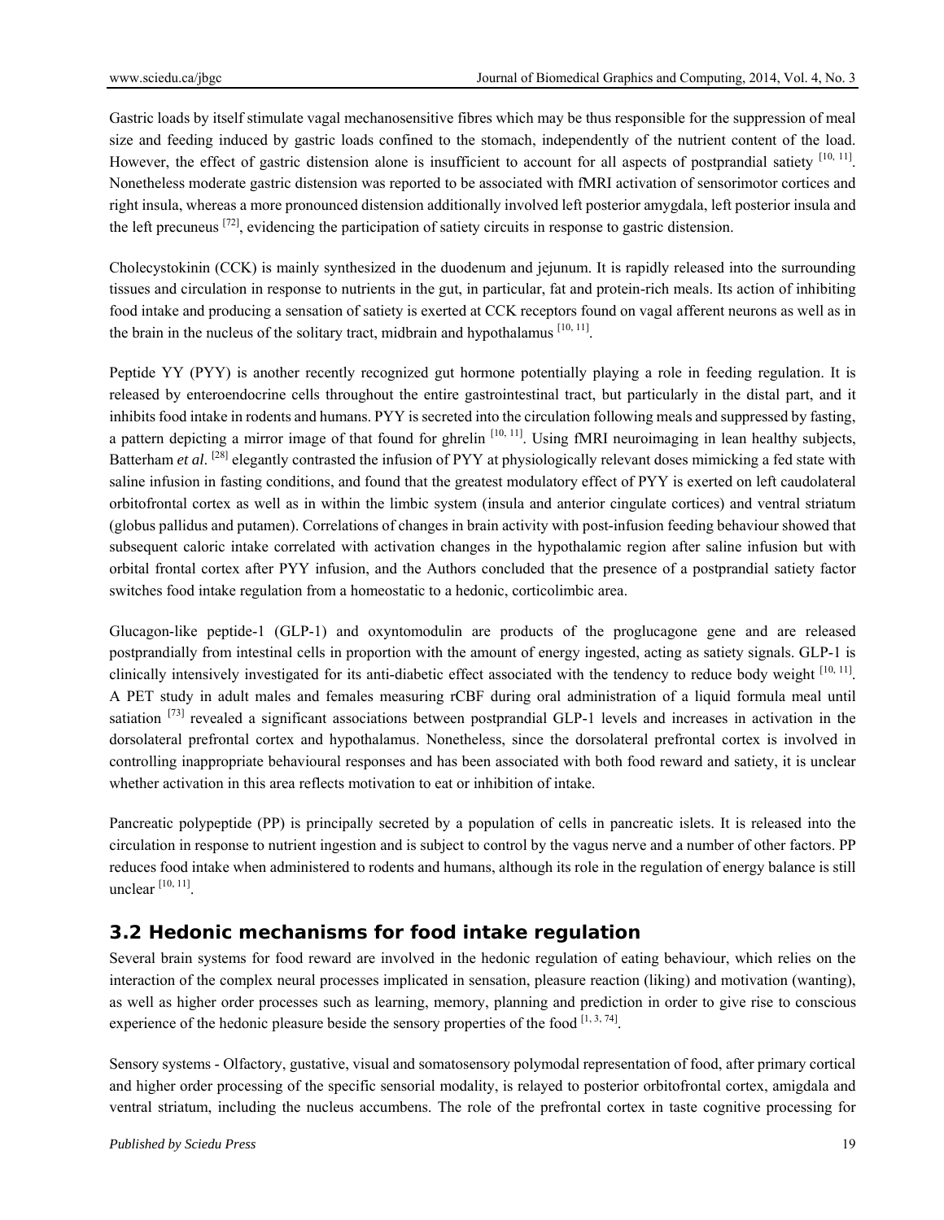Gastric loads by itself stimulate vagal mechanosensitive fibres which may be thus responsible for the suppression of meal size and feeding induced by gastric loads confined to the stomach, independently of the nutrient content of the load. However, the effect of gastric distension alone is insufficient to account for all aspects of postprandial satiety [10, 11]. Nonetheless moderate gastric distension was reported to be associated with fMRI activation of sensorimotor cortices and right insula, whereas a more pronounced distension additionally involved left posterior amygdala, left posterior insula and the left precuneus [72], evidencing the participation of satiety circuits in response to gastric distension.

Cholecystokinin (CCK) is mainly synthesized in the duodenum and jejunum. It is rapidly released into the surrounding tissues and circulation in response to nutrients in the gut, in particular, fat and protein-rich meals. Its action of inhibiting food intake and producing a sensation of satiety is exerted at CCK receptors found on vagal afferent neurons as well as in the brain in the nucleus of the solitary tract, midbrain and hypothalamus [10, 11].

Peptide YY (PYY) is another recently recognized gut hormone potentially playing a role in feeding regulation. It is released by enteroendocrine cells throughout the entire gastrointestinal tract, but particularly in the distal part, and it inhibits food intake in rodents and humans. PYY is secreted into the circulation following meals and suppressed by fasting, a pattern depicting a mirror image of that found for ghrelin [10, 11]. Using fMRI neuroimaging in lean healthy subjects, Batterham *et al*. [28] elegantly contrasted the infusion of PYY at physiologically relevant doses mimicking a fed state with saline infusion in fasting conditions, and found that the greatest modulatory effect of PYY is exerted on left caudolateral orbitofrontal cortex as well as in within the limbic system (insula and anterior cingulate cortices) and ventral striatum (globus pallidus and putamen). Correlations of changes in brain activity with post-infusion feeding behaviour showed that subsequent caloric intake correlated with activation changes in the hypothalamic region after saline infusion but with orbital frontal cortex after PYY infusion, and the Authors concluded that the presence of a postprandial satiety factor switches food intake regulation from a homeostatic to a hedonic, corticolimbic area.

Glucagon-like peptide-1 (GLP-1) and oxyntomodulin are products of the proglucagone gene and are released postprandially from intestinal cells in proportion with the amount of energy ingested, acting as satiety signals. GLP-1 is clinically intensively investigated for its anti-diabetic effect associated with the tendency to reduce body weight [10, 11]. A PET study in adult males and females measuring rCBF during oral administration of a liquid formula meal until satiation [73] revealed a significant associations between postprandial GLP-1 levels and increases in activation in the dorsolateral prefrontal cortex and hypothalamus. Nonetheless, since the dorsolateral prefrontal cortex is involved in controlling inappropriate behavioural responses and has been associated with both food reward and satiety, it is unclear whether activation in this area reflects motivation to eat or inhibition of intake.

Pancreatic polypeptide (PP) is principally secreted by a population of cells in pancreatic islets. It is released into the circulation in response to nutrient ingestion and is subject to control by the vagus nerve and a number of other factors. PP reduces food intake when administered to rodents and humans, although its role in the regulation of energy balance is still unclear [10, 11].

## 3.2 Hedonic mechanisms for food intake regulation

Several brain systems for food reward are involved in the hedonic regulation of eating behaviour, which relies on the interaction of the complex neural processes implicated in sensation, pleasure reaction (liking) and motivation (wanting), as well as higher order processes such as learning, memory, planning and prediction in order to give rise to conscious experience of the hedonic pleasure beside the sensory properties of the food [1, 3, 74].

Sensory systems - Olfactory, gustative, visual and somatosensory polymodal representation of food, after primary cortical and higher order processing of the specific sensorial modality, is relayed to posterior orbitofrontal cortex, amigdala and ventral striatum, including the nucleus accumbens. The role of the prefrontal cortex in taste cognitive processing for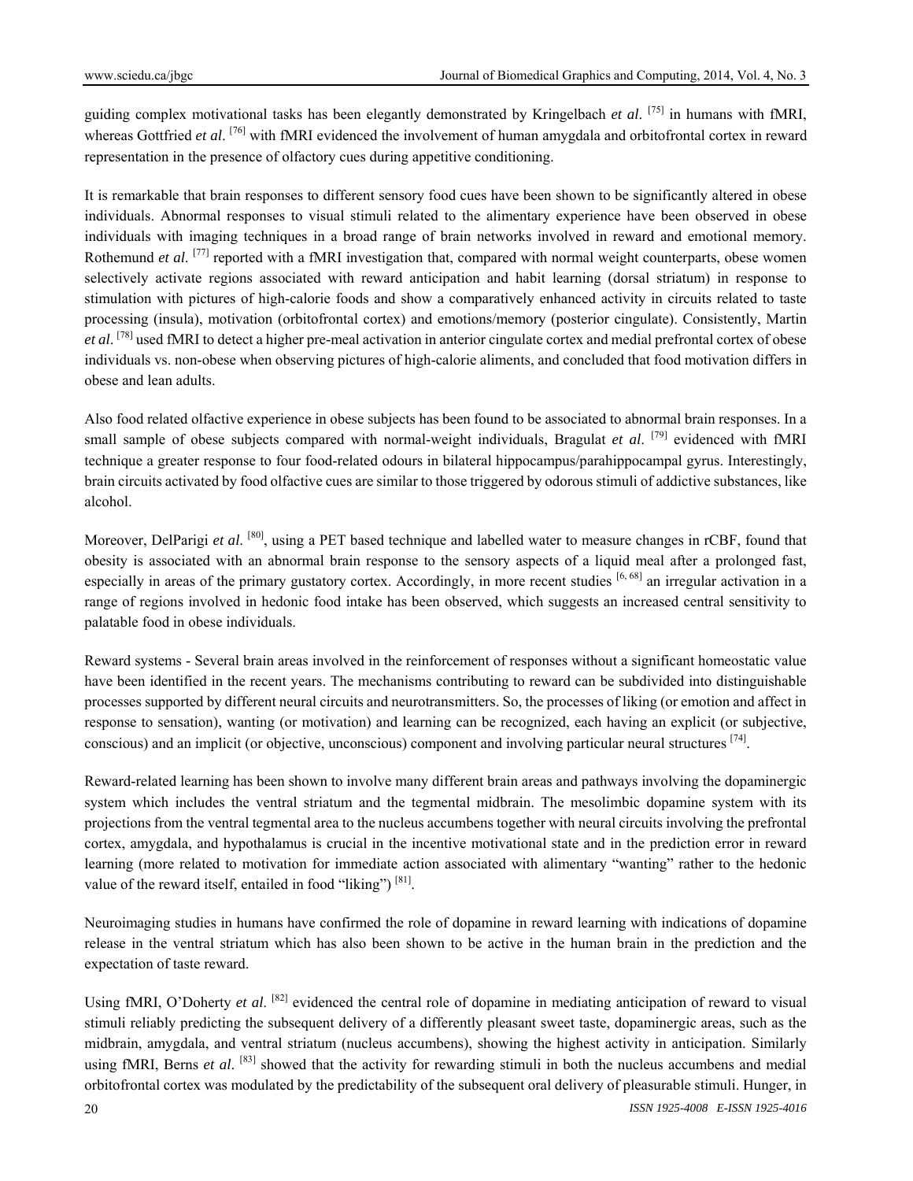guiding complex motivational tasks has been elegantly demonstrated by Kringelbach *et al*. [75] in humans with fMRI, whereas Gottfried *et al*. [76] with fMRI evidenced the involvement of human amygdala and orbitofrontal cortex in reward representation in the presence of olfactory cues during appetitive conditioning.

It is remarkable that brain responses to different sensory food cues have been shown to be significantly altered in obese individuals. Abnormal responses to visual stimuli related to the alimentary experience have been observed in obese individuals with imaging techniques in a broad range of brain networks involved in reward and emotional memory. Rothemund *et al*. [77] reported with a fMRI investigation that, compared with normal weight counterparts, obese women selectively activate regions associated with reward anticipation and habit learning (dorsal striatum) in response to stimulation with pictures of high-calorie foods and show a comparatively enhanced activity in circuits related to taste processing (insula), motivation (orbitofrontal cortex) and emotions/memory (posterior cingulate). Consistently, Martin *et al*. [78] used fMRI to detect a higher pre-meal activation in anterior cingulate cortex and medial prefrontal cortex of obese individuals vs. non-obese when observing pictures of high-calorie aliments, and concluded that food motivation differs in obese and lean adults.

Also food related olfactive experience in obese subjects has been found to be associated to abnormal brain responses. In a small sample of obese subjects compared with normal-weight individuals, Bragulat *et al*. [79] evidenced with fMRI technique a greater response to four food-related odours in bilateral hippocampus/parahippocampal gyrus. Interestingly, brain circuits activated by food olfactive cues are similar to those triggered by odorous stimuli of addictive substances, like alcohol.

Moreover, DelParigi *et al*. [80], using a PET based technique and labelled water to measure changes in rCBF, found that obesity is associated with an abnormal brain response to the sensory aspects of a liquid meal after a prolonged fast, especially in areas of the primary gustatory cortex. Accordingly, in more recent studies [6, 68] an irregular activation in a range of regions involved in hedonic food intake has been observed, which suggests an increased central sensitivity to palatable food in obese individuals.

Reward systems - Several brain areas involved in the reinforcement of responses without a significant homeostatic value have been identified in the recent years. The mechanisms contributing to reward can be subdivided into distinguishable processes supported by different neural circuits and neurotransmitters. So, the processes of liking (or emotion and affect in response to sensation), wanting (or motivation) and learning can be recognized, each having an explicit (or subjective, conscious) and an implicit (or objective, unconscious) component and involving particular neural structures [74].

Reward-related learning has been shown to involve many different brain areas and pathways involving the dopaminergic system which includes the ventral striatum and the tegmental midbrain. The mesolimbic dopamine system with its projections from the ventral tegmental area to the nucleus accumbens together with neural circuits involving the prefrontal cortex, amygdala, and hypothalamus is crucial in the incentive motivational state and in the prediction error in reward learning (more related to motivation for immediate action associated with alimentary "wanting" rather to the hedonic value of the reward itself, entailed in food "liking") [81].

Neuroimaging studies in humans have confirmed the role of dopamine in reward learning with indications of dopamine release in the ventral striatum which has also been shown to be active in the human brain in the prediction and the expectation of taste reward.

Using fMRI, O'Doherty *et al*. [82] evidenced the central role of dopamine in mediating anticipation of reward to visual stimuli reliably predicting the subsequent delivery of a differently pleasant sweet taste, dopaminergic areas, such as the midbrain, amygdala, and ventral striatum (nucleus accumbens), showing the highest activity in anticipation. Similarly using fMRI, Berns *et al*. [83] showed that the activity for rewarding stimuli in both the nucleus accumbens and medial orbitofrontal cortex was modulated by the predictability of the subsequent oral delivery of pleasurable stimuli. Hunger, in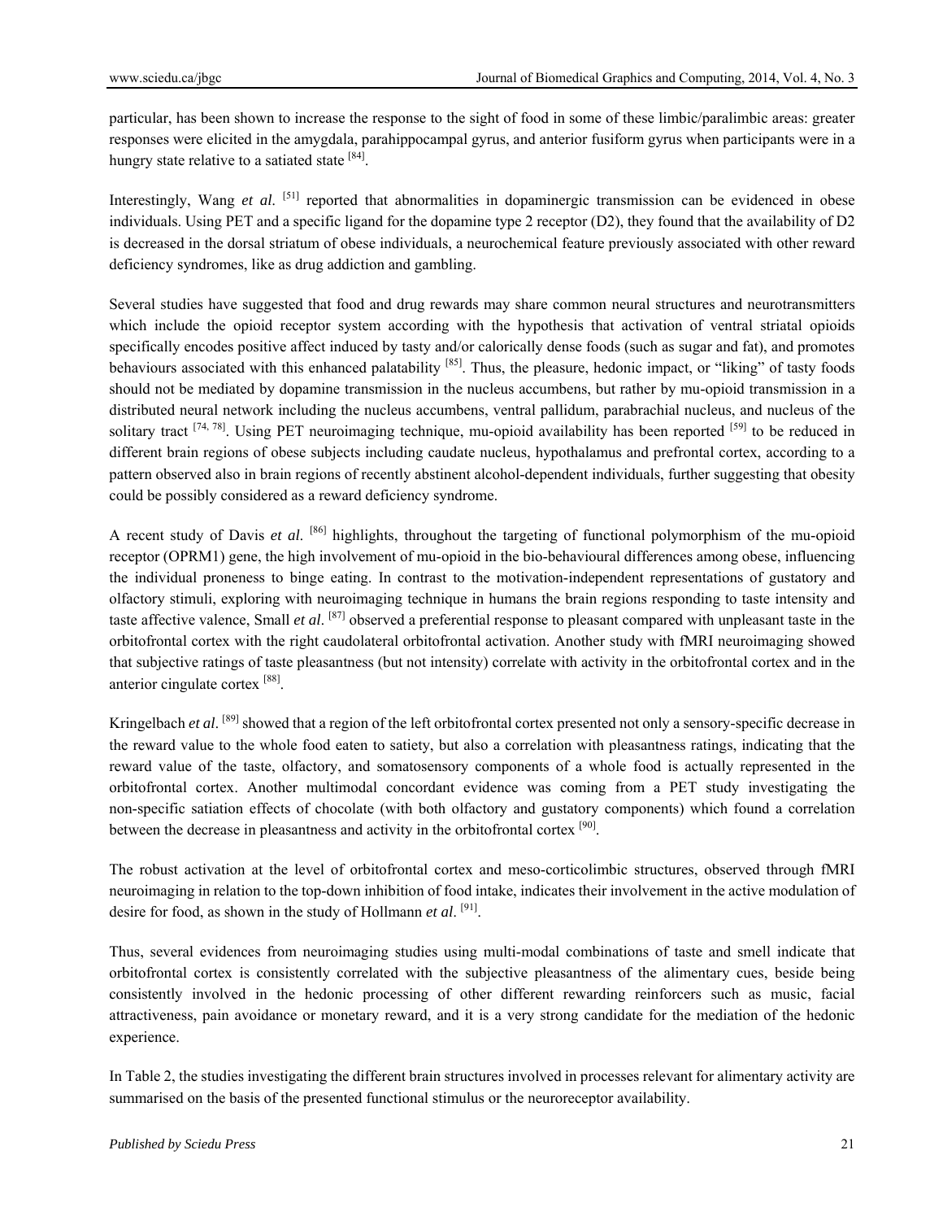particular, has been shown to increase the response to the sight of food in some of these limbic/paralimbic areas: greater responses were elicited in the amygdala, parahippocampal gyrus, and anterior fusiform gyrus when participants were in a hungry state relative to a satiated state [84].

Interestingly, Wang *et al*. [51] reported that abnormalities in dopaminergic transmission can be evidenced in obese individuals. Using PET and a specific ligand for the dopamine type 2 receptor (D2), they found that the availability of D2 is decreased in the dorsal striatum of obese individuals, a neurochemical feature previously associated with other reward deficiency syndromes, like as drug addiction and gambling.

Several studies have suggested that food and drug rewards may share common neural structures and neurotransmitters which include the opioid receptor system according with the hypothesis that activation of ventral striatal opioids specifically encodes positive affect induced by tasty and/or calorically dense foods (such as sugar and fat), and promotes behaviours associated with this enhanced palatability [85]. Thus, the pleasure, hedonic impact, or "liking" of tasty foods should not be mediated by dopamine transmission in the nucleus accumbens, but rather by mu-opioid transmission in a distributed neural network including the nucleus accumbens, ventral pallidum, parabrachial nucleus, and nucleus of the solitary tract [74, 78]. Using PET neuroimaging technique, mu-opioid availability has been reported [59] to be reduced in different brain regions of obese subjects including caudate nucleus, hypothalamus and prefrontal cortex, according to a pattern observed also in brain regions of recently abstinent alcohol-dependent individuals, further suggesting that obesity could be possibly considered as a reward deficiency syndrome.

A recent study of Davis *et al*. [86] highlights, throughout the targeting of functional polymorphism of the mu-opioid receptor (OPRM1) gene, the high involvement of mu-opioid in the bio-behavioural differences among obese, influencing the individual proneness to binge eating. In contrast to the motivation-independent representations of gustatory and olfactory stimuli, exploring with neuroimaging technique in humans the brain regions responding to taste intensity and taste affective valence, Small *et al*. [87] observed a preferential response to pleasant compared with unpleasant taste in the orbitofrontal cortex with the right caudolateral orbitofrontal activation. Another study with fMRI neuroimaging showed that subjective ratings of taste pleasantness (but not intensity) correlate with activity in the orbitofrontal cortex and in the anterior cingulate cortex [88].

Kringelbach *et al*. [89] showed that a region of the left orbitofrontal cortex presented not only a sensory-specific decrease in the reward value to the whole food eaten to satiety, but also a correlation with pleasantness ratings, indicating that the reward value of the taste, olfactory, and somatosensory components of a whole food is actually represented in the orbitofrontal cortex. Another multimodal concordant evidence was coming from a PET study investigating the non-specific satiation effects of chocolate (with both olfactory and gustatory components) which found a correlation between the decrease in pleasantness and activity in the orbitofrontal cortex [90].

The robust activation at the level of orbitofrontal cortex and meso-corticolimbic structures, observed through fMRI neuroimaging in relation to the top-down inhibition of food intake, indicates their involvement in the active modulation of desire for food, as shown in the study of Hollmann *et al*. [91].

Thus, several evidences from neuroimaging studies using multi-modal combinations of taste and smell indicate that orbitofrontal cortex is consistently correlated with the subjective pleasantness of the alimentary cues, beside being consistently involved in the hedonic processing of other different rewarding reinforcers such as music, facial attractiveness, pain avoidance or monetary reward, and it is a very strong candidate for the mediation of the hedonic experience.

In Table 2, the studies investigating the different brain structures involved in processes relevant for alimentary activity are summarised on the basis of the presented functional stimulus or the neuroreceptor availability.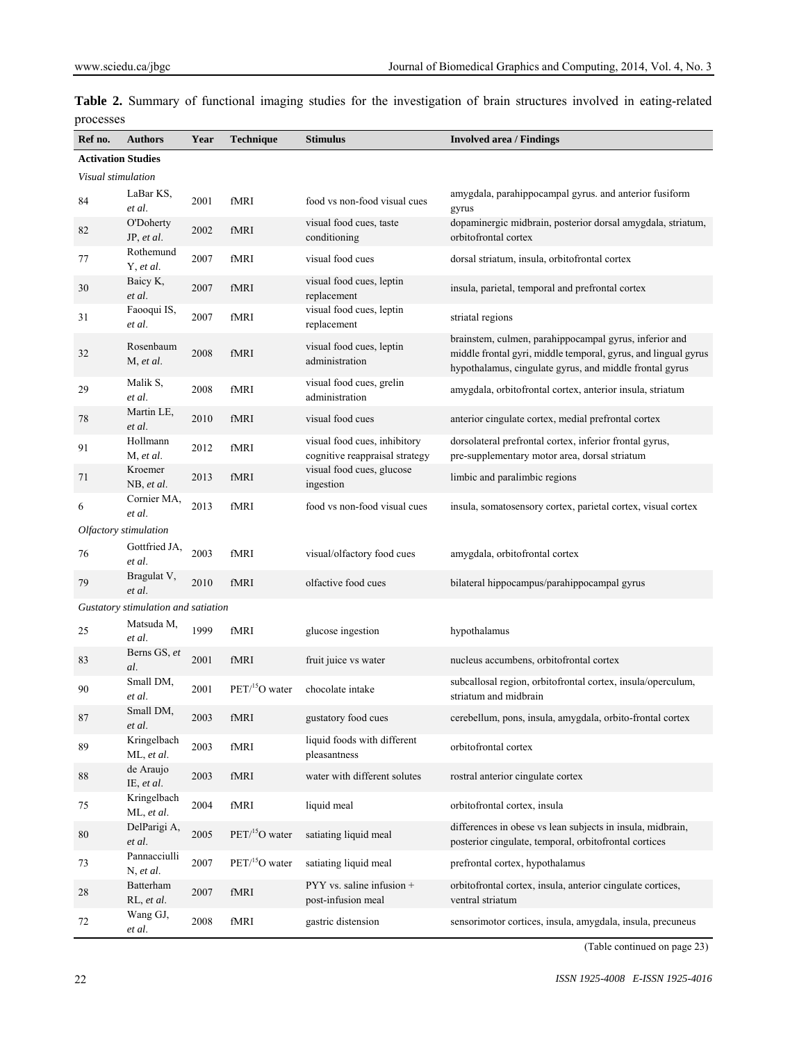**Table 2.** Summary of functional imaging studies for the investigation of brain structures involved in eating-related processes

| Ref no. | Authors | Year | Technique | Stimulus | Involved area / Findings |
|---|---|---|---|---|---|
| **Activation Studies** | | | | | |
| *Visual stimulation* | | | | | |
| 84 | LaBar KS, *et al*. | 2001 | fMRI | food vs non-food visual cues | amygdala, parahippocampal gyrus. and anterior fusiform gyrus |
| 82 | O'Doherty JP, *et al*. | 2002 | fMRI | visual food cues, taste conditioning | dopaminergic midbrain, posterior dorsal amygdala, striatum, orbitofrontal cortex |
| 77 | Rothemund Y, *et al*. | 2007 | fMRI | visual food cues | dorsal striatum, insula, orbitofrontal cortex |
| 30 | Baicy K, *et al*. | 2007 | fMRI | visual food cues, leptin replacement | insula, parietal, temporal and prefrontal cortex |
| 31 | Faooqui IS, *et al*. | 2007 | fMRI | visual food cues, leptin replacement | striatal regions |
| 32 | Rosenbaum M, *et al*. | 2008 | fMRI | visual food cues, leptin administration | brainstem, culmen, parahippocampal gyrus, inferior and middle frontal gyri, middle temporal, gyrus, and lingual gyrus hypothalamus, cingulate gyrus, and middle frontal gyrus |
| 29 | Malik S, *et al*. | 2008 | fMRI | visual food cues, grelin administration | amygdala, orbitofrontal cortex, anterior insula, striatum |
| 78 | Martin LE, *et al*. | 2010 | fMRI | visual food cues | anterior cingulate cortex, medial prefrontal cortex |
| 91 | Hollmann M, *et al*. | 2012 | fMRI | visual food cues, inhibitory cognitive reappraisal strategy | dorsolateral prefrontal cortex, inferior frontal gyrus, pre-supplementary motor area, dorsal striatum |
| 71 | Kroemer NB, *et al*. | 2013 | fMRI | visual food cues, glucose ingestion | limbic and paralimbic regions |
| 6 | Cornier MA, *et al*. | 2013 | fMRI | food vs non-food visual cues | insula, somatosensory cortex, parietal cortex, visual cortex |
| *Olfactory stimulation* | | | | | |
| 76 | Gottfried JA, *et al*. | 2003 | fMRI | visual/olfactory food cues | amygdala, orbitofrontal cortex |
| 79 | Bragulat V, *et al*. | 2010 | fMRI | olfactive food cues | bilateral hippocampus/parahippocampal gyrus |
| *Gustatory stimulation and satiation* | | | | | |
| 25 | Matsuda M, *et al*. | 1999 | fMRI | glucose ingestion | hypothalamus |
| 83 | Berns GS, *et al*. | 2001 | fMRI | fruit juice vs water | nucleus accumbens, orbitofrontal cortex |
| 90 | Small DM, *et al*. | 2001 | PET/$^{15}$O water | chocolate intake | subcallosal region, orbitofrontal cortex, insula/operculum, striatum and midbrain |
| 87 | Small DM, *et al*. | 2003 | fMRI | gustatory food cues | cerebellum, pons, insula, amygdala, orbito-frontal cortex |
| 89 | Kringelbach ML, *et al*. | 2003 | fMRI | liquid foods with different pleasantness | orbitofrontal cortex |
| 88 | de Araujo IE, *et al*. | 2003 | fMRI | water with different solutes | rostral anterior cingulate cortex |
| 75 | Kringelbach ML, *et al*. | 2004 | fMRI | liquid meal | orbitofrontal cortex, insula |
| 80 | DelParigi A, *et al*. | 2005 | PET/$^{15}$O water | satiating liquid meal | differences in obese vs lean subjects in insula, midbrain, posterior cingulate, temporal, orbitofrontal cortices |
| 73 | Pannacciulli N, *et al*. | 2007 | PET/$^{15}$O water | satiating liquid meal | prefrontal cortex, hypothalamus |
| 28 | Batterham RL, *et al*. | 2007 | fMRI | PYY vs. saline infusion + post-infusion meal | orbitofrontal cortex, insula, anterior cingulate cortices, ventral striatum |
| 72 | Wang GJ, *et al*. | 2008 | fMRI | gastric distension | sensorimotor cortices, insula, amygdala, insula, precuneus |

(Table continued on page 23)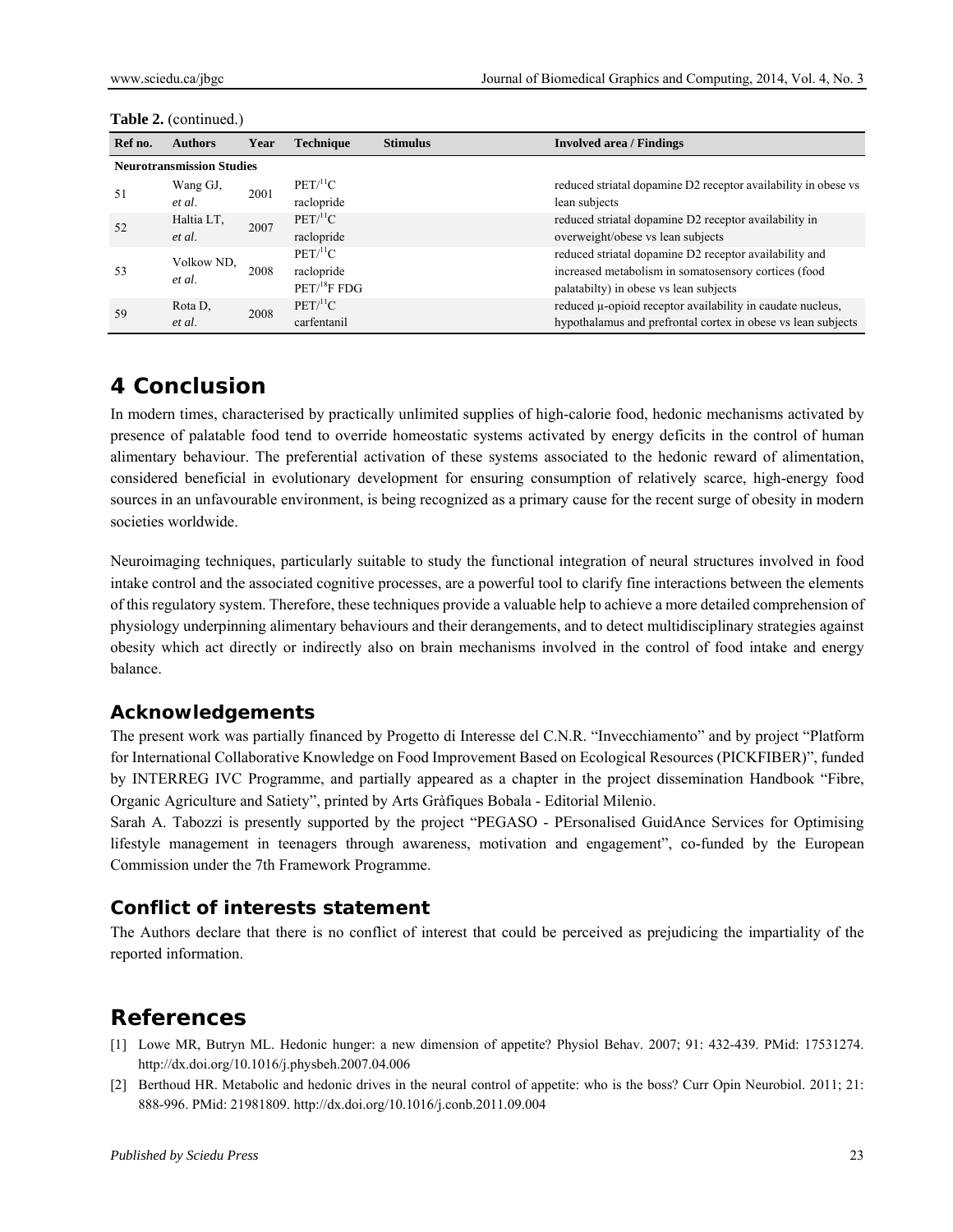**Table 2.** (continued.)

| Ref no. | Authors | Year | Technique | Stimulus | Involved area / Findings |
|---|---|---|---|---|---|
| **Neurotransmission Studies** | | | | | |
| 51 | Wang GJ, *et al*. | 2001 | PET/$^{11}$C raclopride | | reduced striatal dopamine D2 receptor availability in obese vs lean subjects |
| 52 | Haltia LT, *et al*. | 2007 | PET/$^{11}$C raclopride | | reduced striatal dopamine D2 receptor availability in overweight/obese vs lean subjects |
| 53 | Volkow ND, *et al*. | 2008 | PET/$^{11}$C raclopride PET/$^{18}$F FDG | | reduced striatal dopamine D2 receptor availability and increased metabolism in somatosensory cortices (food palatabilty) in obese vs lean subjects |
| 59 | Rota D, *et al*. | 2008 | PET/$^{11}$C carfentanil | | reduced μ-opioid receptor availability in caudate nucleus, hypothalamus and prefrontal cortex in obese vs lean subjects |

# 4 Conclusion

In modern times, characterised by practically unlimited supplies of high-calorie food, hedonic mechanisms activated by presence of palatable food tend to override homeostatic systems activated by energy deficits in the control of human alimentary behaviour. The preferential activation of these systems associated to the hedonic reward of alimentation, considered beneficial in evolutionary development for ensuring consumption of relatively scarce, high-energy food sources in an unfavourable environment, is being recognized as a primary cause for the recent surge of obesity in modern societies worldwide.

Neuroimaging techniques, particularly suitable to study the functional integration of neural structures involved in food intake control and the associated cognitive processes, are a powerful tool to clarify fine interactions between the elements of this regulatory system. Therefore, these techniques provide a valuable help to achieve a more detailed comprehension of physiology underpinning alimentary behaviours and their derangements, and to detect multidisciplinary strategies against obesity which act directly or indirectly also on brain mechanisms involved in the control of food intake and energy balance.

## Acknowledgements

The present work was partially financed by Progetto di Interesse del C.N.R. "Invecchiamento" and by project "Platform for International Collaborative Knowledge on Food Improvement Based on Ecological Resources (PICKFIBER)", funded by INTERREG IVC Programme, and partially appeared as a chapter in the project dissemination Handbook "Fibre, Organic Agriculture and Satiety", printed by Arts Gràfiques Bobala - Editorial Milenio.

Sarah A. Tabozzi is presently supported by the project "PEGASO - PErsonalised GuidAnce Services for Optimising lifestyle management in teenagers through awareness, motivation and engagement", co-funded by the European Commission under the 7th Framework Programme.

## Conflict of interests statement

The Authors declare that there is no conflict of interest that could be perceived as prejudicing the impartiality of the reported information.

# References

[1] Lowe MR, Butryn ML. Hedonic hunger: a new dimension of appetite? Physiol Behav. 2007; 91: 432-439. PMid: 17531274. http://dx.doi.org/10.1016/j.physbeh.2007.04.006

[2] Berthoud HR. Metabolic and hedonic drives in the neural control of appetite: who is the boss? Curr Opin Neurobiol. 2011; 21: 888-996. PMid: 21981809. http://dx.doi.org/10.1016/j.conb.2011.09.004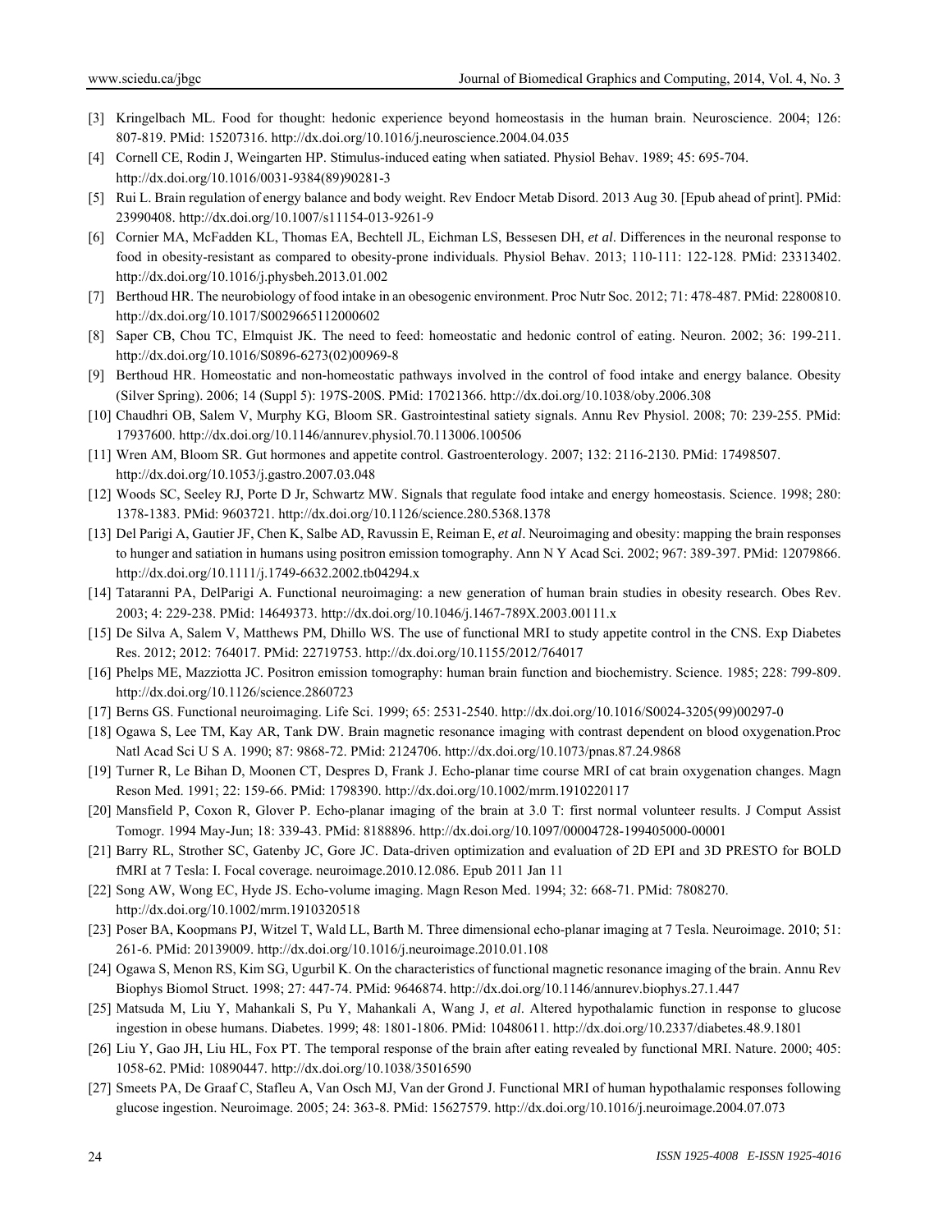[3] Kringelbach ML. Food for thought: hedonic experience beyond homeostasis in the human brain. Neuroscience. 2004; 126: 807-819. PMid: 15207316. http://dx.doi.org/10.1016/j.neuroscience.2004.04.035

[4] Cornell CE, Rodin J, Weingarten HP. Stimulus-induced eating when satiated. Physiol Behav. 1989; 45: 695-704. http://dx.doi.org/10.1016/0031-9384(89)90281-3

[5] Rui L. Brain regulation of energy balance and body weight. Rev Endocr Metab Disord. 2013 Aug 30. [Epub ahead of print]. PMid: 23990408. http://dx.doi.org/10.1007/s11154-013-9261-9

[6] Cornier MA, McFadden KL, Thomas EA, Bechtell JL, Eichman LS, Bessesen DH, *et al*. Differences in the neuronal response to food in obesity-resistant as compared to obesity-prone individuals. Physiol Behav. 2013; 110-111: 122-128. PMid: 23313402. http://dx.doi.org/10.1016/j.physbeh.2013.01.002

[7] Berthoud HR. The neurobiology of food intake in an obesogenic environment. Proc Nutr Soc. 2012; 71: 478-487. PMid: 22800810. http://dx.doi.org/10.1017/S0029665112000602

[8] Saper CB, Chou TC, Elmquist JK. The need to feed: homeostatic and hedonic control of eating. Neuron. 2002; 36: 199-211. http://dx.doi.org/10.1016/S0896-6273(02)00969-8

[9] Berthoud HR. Homeostatic and non-homeostatic pathways involved in the control of food intake and energy balance. Obesity (Silver Spring). 2006; 14 (Suppl 5): 197S-200S. PMid: 17021366. http://dx.doi.org/10.1038/oby.2006.308

[10] Chaudhri OB, Salem V, Murphy KG, Bloom SR. Gastrointestinal satiety signals. Annu Rev Physiol. 2008; 70: 239-255. PMid: 17937600. http://dx.doi.org/10.1146/annurev.physiol.70.113006.100506

[11] Wren AM, Bloom SR. Gut hormones and appetite control. Gastroenterology. 2007; 132: 2116-2130. PMid: 17498507. http://dx.doi.org/10.1053/j.gastro.2007.03.048

[12] Woods SC, Seeley RJ, Porte D Jr, Schwartz MW. Signals that regulate food intake and energy homeostasis. Science. 1998; 280: 1378-1383. PMid: 9603721. http://dx.doi.org/10.1126/science.280.5368.1378

[13] Del Parigi A, Gautier JF, Chen K, Salbe AD, Ravussin E, Reiman E, *et al*. Neuroimaging and obesity: mapping the brain responses to hunger and satiation in humans using positron emission tomography. Ann N Y Acad Sci. 2002; 967: 389-397. PMid: 12079866. http://dx.doi.org/10.1111/j.1749-6632.2002.tb04294.x

[14] Tataranni PA, DelParigi A. Functional neuroimaging: a new generation of human brain studies in obesity research. Obes Rev. 2003; 4: 229-238. PMid: 14649373. http://dx.doi.org/10.1046/j.1467-789X.2003.00111.x

[15] De Silva A, Salem V, Matthews PM, Dhillo WS. The use of functional MRI to study appetite control in the CNS. Exp Diabetes Res. 2012; 2012: 764017. PMid: 22719753. http://dx.doi.org/10.1155/2012/764017

[16] Phelps ME, Mazziotta JC. Positron emission tomography: human brain function and biochemistry. Science. 1985; 228: 799-809. http://dx.doi.org/10.1126/science.2860723

[17] Berns GS. Functional neuroimaging. Life Sci. 1999; 65: 2531-2540. http://dx.doi.org/10.1016/S0024-3205(99)00297-0

[18] Ogawa S, Lee TM, Kay AR, Tank DW. Brain magnetic resonance imaging with contrast dependent on blood oxygenation.Proc Natl Acad Sci U S A. 1990; 87: 9868-72. PMid: 2124706. http://dx.doi.org/10.1073/pnas.87.24.9868

[19] Turner R, Le Bihan D, Moonen CT, Despres D, Frank J. Echo-planar time course MRI of cat brain oxygenation changes. Magn Reson Med. 1991; 22: 159-66. PMid: 1798390. http://dx.doi.org/10.1002/mrm.1910220117

[20] Mansfield P, Coxon R, Glover P. Echo-planar imaging of the brain at 3.0 T: first normal volunteer results. J Comput Assist Tomogr. 1994 May-Jun; 18: 339-43. PMid: 8188896. http://dx.doi.org/10.1097/00004728-199405000-00001

[21] Barry RL, Strother SC, Gatenby JC, Gore JC. Data-driven optimization and evaluation of 2D EPI and 3D PRESTO for BOLD fMRI at 7 Tesla: I. Focal coverage. neuroimage.2010.12.086. Epub 2011 Jan 11

[22] Song AW, Wong EC, Hyde JS. Echo-volume imaging. Magn Reson Med. 1994; 32: 668-71. PMid: 7808270. http://dx.doi.org/10.1002/mrm.1910320518

[23] Poser BA, Koopmans PJ, Witzel T, Wald LL, Barth M. Three dimensional echo-planar imaging at 7 Tesla. Neuroimage. 2010; 51: 261-6. PMid: 20139009. http://dx.doi.org/10.1016/j.neuroimage.2010.01.108

[24] Ogawa S, Menon RS, Kim SG, Ugurbil K. On the characteristics of functional magnetic resonance imaging of the brain. Annu Rev Biophys Biomol Struct. 1998; 27: 447-74. PMid: 9646874. http://dx.doi.org/10.1146/annurev.biophys.27.1.447

[25] Matsuda M, Liu Y, Mahankali S, Pu Y, Mahankali A, Wang J, *et al*. Altered hypothalamic function in response to glucose ingestion in obese humans. Diabetes. 1999; 48: 1801-1806. PMid: 10480611. http://dx.doi.org/10.2337/diabetes.48.9.1801

[26] Liu Y, Gao JH, Liu HL, Fox PT. The temporal response of the brain after eating revealed by functional MRI. Nature. 2000; 405: 1058-62. PMid: 10890447. http://dx.doi.org/10.1038/35016590

[27] Smeets PA, De Graaf C, Stafleu A, Van Osch MJ, Van der Grond J. Functional MRI of human hypothalamic responses following glucose ingestion. Neuroimage. 2005; 24: 363-8. PMid: 15627579. http://dx.doi.org/10.1016/j.neuroimage.2004.07.073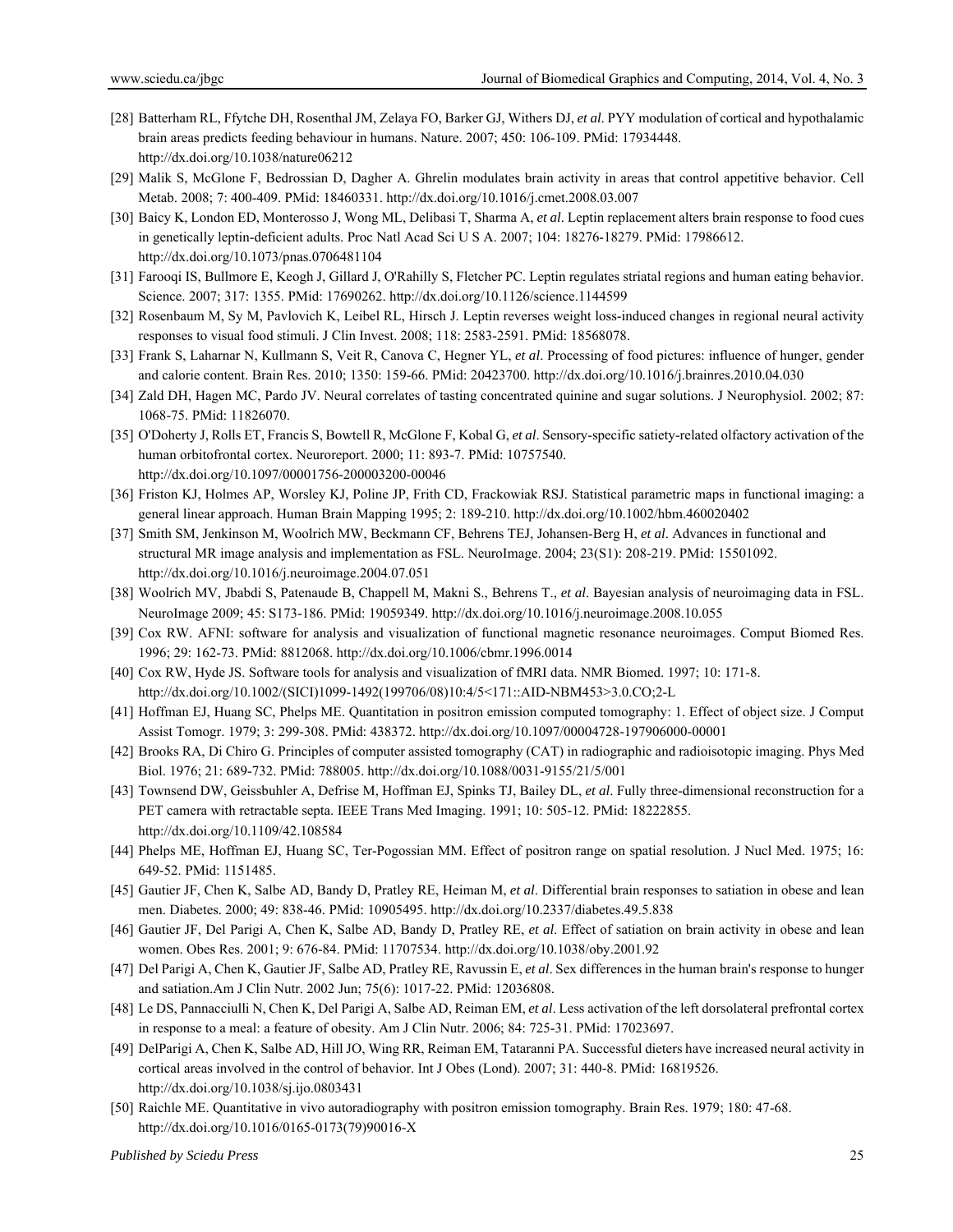[28] Batterham RL, Ffytche DH, Rosenthal JM, Zelaya FO, Barker GJ, Withers DJ, *et al*. PYY modulation of cortical and hypothalamic brain areas predicts feeding behaviour in humans. Nature. 2007; 450: 106-109. PMid: 17934448. http://dx.doi.org/10.1038/nature06212

[29] Malik S, McGlone F, Bedrossian D, Dagher A. Ghrelin modulates brain activity in areas that control appetitive behavior. Cell Metab. 2008; 7: 400-409. PMid: 18460331. http://dx.doi.org/10.1016/j.cmet.2008.03.007

[30] Baicy K, London ED, Monterosso J, Wong ML, Delibasi T, Sharma A, *et al*. Leptin replacement alters brain response to food cues in genetically leptin-deficient adults. Proc Natl Acad Sci U S A. 2007; 104: 18276-18279. PMid: 17986612. http://dx.doi.org/10.1073/pnas.0706481104

[31] Farooqi IS, Bullmore E, Keogh J, Gillard J, O'Rahilly S, Fletcher PC. Leptin regulates striatal regions and human eating behavior. Science. 2007; 317: 1355. PMid: 17690262. http://dx.doi.org/10.1126/science.1144599

[32] Rosenbaum M, Sy M, Pavlovich K, Leibel RL, Hirsch J. Leptin reverses weight loss-induced changes in regional neural activity responses to visual food stimuli. J Clin Invest. 2008; 118: 2583-2591. PMid: 18568078.

[33] Frank S, Laharnar N, Kullmann S, Veit R, Canova C, Hegner YL, *et al*. Processing of food pictures: influence of hunger, gender and calorie content. Brain Res. 2010; 1350: 159-66. PMid: 20423700. http://dx.doi.org/10.1016/j.brainres.2010.04.030

[34] Zald DH, Hagen MC, Pardo JV. Neural correlates of tasting concentrated quinine and sugar solutions. J Neurophysiol. 2002; 87: 1068-75. PMid: 11826070.

[35] O'Doherty J, Rolls ET, Francis S, Bowtell R, McGlone F, Kobal G, *et al*. Sensory-specific satiety-related olfactory activation of the human orbitofrontal cortex. Neuroreport. 2000; 11: 893-7. PMid: 10757540. http://dx.doi.org/10.1097/00001756-200003200-00046

[36] Friston KJ, Holmes AP, Worsley KJ, Poline JP, Frith CD, Frackowiak RSJ. Statistical parametric maps in functional imaging: a general linear approach. Human Brain Mapping 1995; 2: 189-210. http://dx.doi.org/10.1002/hbm.460020402

[37] Smith SM, Jenkinson M, Woolrich MW, Beckmann CF, Behrens TEJ, Johansen-Berg H, *et al*. Advances in functional and structural MR image analysis and implementation as FSL. NeuroImage. 2004; 23(S1): 208-219. PMid: 15501092. http://dx.doi.org/10.1016/j.neuroimage.2004.07.051

[38] Woolrich MV, Jbabdi S, Patenaude B, Chappell M, Makni S., Behrens T., *et al*. Bayesian analysis of neuroimaging data in FSL. NeuroImage 2009; 45: S173-186. PMid: 19059349. http://dx.doi.org/10.1016/j.neuroimage.2008.10.055

[39] Cox RW. AFNI: software for analysis and visualization of functional magnetic resonance neuroimages. Comput Biomed Res. 1996; 29: 162-73. PMid: 8812068. http://dx.doi.org/10.1006/cbmr.1996.0014

[40] Cox RW, Hyde JS. Software tools for analysis and visualization of fMRI data. NMR Biomed. 1997; 10: 171-8. http://dx.doi.org/10.1002/(SICI)1099-1492(199706/08)10:4/5<171::AID-NBM453>3.0.CO;2-L

[41] Hoffman EJ, Huang SC, Phelps ME. Quantitation in positron emission computed tomography: 1. Effect of object size. J Comput Assist Tomogr. 1979; 3: 299-308. PMid: 438372. http://dx.doi.org/10.1097/00004728-197906000-00001

[42] Brooks RA, Di Chiro G. Principles of computer assisted tomography (CAT) in radiographic and radioisotopic imaging. Phys Med Biol. 1976; 21: 689-732. PMid: 788005. http://dx.doi.org/10.1088/0031-9155/21/5/001

[43] Townsend DW, Geissbuhler A, Defrise M, Hoffman EJ, Spinks TJ, Bailey DL, *et al*. Fully three-dimensional reconstruction for a PET camera with retractable septa. IEEE Trans Med Imaging. 1991; 10: 505-12. PMid: 18222855. http://dx.doi.org/10.1109/42.108584

[44] Phelps ME, Hoffman EJ, Huang SC, Ter-Pogossian MM. Effect of positron range on spatial resolution. J Nucl Med. 1975; 16: 649-52. PMid: 1151485.

[45] Gautier JF, Chen K, Salbe AD, Bandy D, Pratley RE, Heiman M, *et al*. Differential brain responses to satiation in obese and lean men. Diabetes. 2000; 49: 838-46. PMid: 10905495. http://dx.doi.org/10.2337/diabetes.49.5.838

[46] Gautier JF, Del Parigi A, Chen K, Salbe AD, Bandy D, Pratley RE, *et al*. Effect of satiation on brain activity in obese and lean women. Obes Res. 2001; 9: 676-84. PMid: 11707534. http://dx.doi.org/10.1038/oby.2001.92

[47] Del Parigi A, Chen K, Gautier JF, Salbe AD, Pratley RE, Ravussin E, *et al*. Sex differences in the human brain's response to hunger and satiation.Am J Clin Nutr. 2002 Jun; 75(6): 1017-22. PMid: 12036808.

[48] Le DS, Pannacciulli N, Chen K, Del Parigi A, Salbe AD, Reiman EM, *et al*. Less activation of the left dorsolateral prefrontal cortex in response to a meal: a feature of obesity. Am J Clin Nutr. 2006; 84: 725-31. PMid: 17023697.

[49] DelParigi A, Chen K, Salbe AD, Hill JO, Wing RR, Reiman EM, Tataranni PA. Successful dieters have increased neural activity in cortical areas involved in the control of behavior. Int J Obes (Lond). 2007; 31: 440-8. PMid: 16819526. http://dx.doi.org/10.1038/sj.ijo.0803431

[50] Raichle ME. Quantitative in vivo autoradiography with positron emission tomography. Brain Res. 1979; 180: 47-68. http://dx.doi.org/10.1016/0165-0173(79)90016-X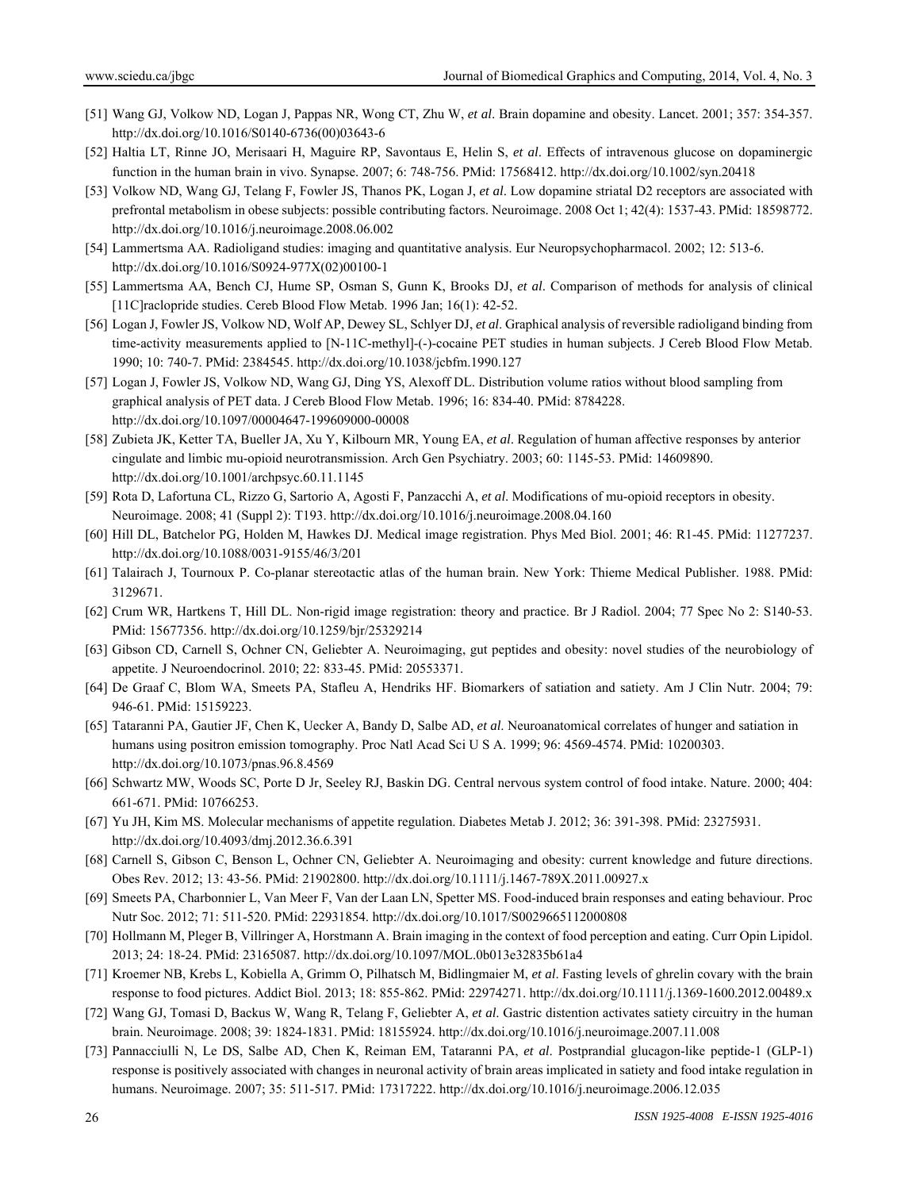[51] Wang GJ, Volkow ND, Logan J, Pappas NR, Wong CT, Zhu W, *et al*. Brain dopamine and obesity. Lancet. 2001; 357: 354-357. http://dx.doi.org/10.1016/S0140-6736(00)03643-6

[52] Haltia LT, Rinne JO, Merisaari H, Maguire RP, Savontaus E, Helin S, *et al*. Effects of intravenous glucose on dopaminergic function in the human brain in vivo. Synapse. 2007; 6: 748-756. PMid: 17568412. http://dx.doi.org/10.1002/syn.20418

[53] Volkow ND, Wang GJ, Telang F, Fowler JS, Thanos PK, Logan J, *et al*. Low dopamine striatal D2 receptors are associated with prefrontal metabolism in obese subjects: possible contributing factors. Neuroimage. 2008 Oct 1; 42(4): 1537-43. PMid: 18598772. http://dx.doi.org/10.1016/j.neuroimage.2008.06.002

[54] Lammertsma AA. Radioligand studies: imaging and quantitative analysis. Eur Neuropsychopharmacol. 2002; 12: 513-6. http://dx.doi.org/10.1016/S0924-977X(02)00100-1

[55] Lammertsma AA, Bench CJ, Hume SP, Osman S, Gunn K, Brooks DJ, *et al*. Comparison of methods for analysis of clinical [11C]raclopride studies. Cereb Blood Flow Metab. 1996 Jan; 16(1): 42-52.

[56] Logan J, Fowler JS, Volkow ND, Wolf AP, Dewey SL, Schlyer DJ, *et al*. Graphical analysis of reversible radioligand binding from time-activity measurements applied to [N-11C-methyl]-(-)-cocaine PET studies in human subjects. J Cereb Blood Flow Metab. 1990; 10: 740-7. PMid: 2384545. http://dx.doi.org/10.1038/jcbfm.1990.127

[57] Logan J, Fowler JS, Volkow ND, Wang GJ, Ding YS, Alexoff DL. Distribution volume ratios without blood sampling from graphical analysis of PET data. J Cereb Blood Flow Metab. 1996; 16: 834-40. PMid: 8784228. http://dx.doi.org/10.1097/00004647-199609000-00008

[58] Zubieta JK, Ketter TA, Bueller JA, Xu Y, Kilbourn MR, Young EA, *et al*. Regulation of human affective responses by anterior cingulate and limbic mu-opioid neurotransmission. Arch Gen Psychiatry. 2003; 60: 1145-53. PMid: 14609890. http://dx.doi.org/10.1001/archpsyc.60.11.1145

[59] Rota D, Lafortuna CL, Rizzo G, Sartorio A, Agosti F, Panzacchi A, *et al*. Modifications of mu-opioid receptors in obesity. Neuroimage. 2008; 41 (Suppl 2): T193. http://dx.doi.org/10.1016/j.neuroimage.2008.04.160

[60] Hill DL, Batchelor PG, Holden M, Hawkes DJ. Medical image registration. Phys Med Biol. 2001; 46: R1-45. PMid: 11277237. http://dx.doi.org/10.1088/0031-9155/46/3/201

[61] Talairach J, Tournoux P. Co-planar stereotactic atlas of the human brain. New York: Thieme Medical Publisher. 1988. PMid: 3129671.

[62] Crum WR, Hartkens T, Hill DL. Non-rigid image registration: theory and practice. Br J Radiol. 2004; 77 Spec No 2: S140-53. PMid: 15677356. http://dx.doi.org/10.1259/bjr/25329214

[63] Gibson CD, Carnell S, Ochner CN, Geliebter A. Neuroimaging, gut peptides and obesity: novel studies of the neurobiology of appetite. J Neuroendocrinol. 2010; 22: 833-45. PMid: 20553371.

[64] De Graaf C, Blom WA, Smeets PA, Stafleu A, Hendriks HF. Biomarkers of satiation and satiety. Am J Clin Nutr. 2004; 79: 946-61. PMid: 15159223.

[65] Tataranni PA, Gautier JF, Chen K, Uecker A, Bandy D, Salbe AD, *et al*. Neuroanatomical correlates of hunger and satiation in humans using positron emission tomography. Proc Natl Acad Sci U S A. 1999; 96: 4569-4574. PMid: 10200303. http://dx.doi.org/10.1073/pnas.96.8.4569

[66] Schwartz MW, Woods SC, Porte D Jr, Seeley RJ, Baskin DG. Central nervous system control of food intake. Nature. 2000; 404: 661-671. PMid: 10766253.

[67] Yu JH, Kim MS. Molecular mechanisms of appetite regulation. Diabetes Metab J. 2012; 36: 391-398. PMid: 23275931. http://dx.doi.org/10.4093/dmj.2012.36.6.391

[68] Carnell S, Gibson C, Benson L, Ochner CN, Geliebter A. Neuroimaging and obesity: current knowledge and future directions. Obes Rev. 2012; 13: 43-56. PMid: 21902800. http://dx.doi.org/10.1111/j.1467-789X.2011.00927.x

[69] Smeets PA, Charbonnier L, Van Meer F, Van der Laan LN, Spetter MS. Food-induced brain responses and eating behaviour. Proc Nutr Soc. 2012; 71: 511-520. PMid: 22931854. http://dx.doi.org/10.1017/S0029665112000808

[70] Hollmann M, Pleger B, Villringer A, Horstmann A. Brain imaging in the context of food perception and eating. Curr Opin Lipidol. 2013; 24: 18-24. PMid: 23165087. http://dx.doi.org/10.1097/MOL.0b013e32835b61a4

[71] Kroemer NB, Krebs L, Kobiella A, Grimm O, Pilhatsch M, Bidlingmaier M, *et al*. Fasting levels of ghrelin covary with the brain response to food pictures. Addict Biol. 2013; 18: 855-862. PMid: 22974271. http://dx.doi.org/10.1111/j.1369-1600.2012.00489.x

[72] Wang GJ, Tomasi D, Backus W, Wang R, Telang F, Geliebter A, *et al*. Gastric distention activates satiety circuitry in the human brain. Neuroimage. 2008; 39: 1824-1831. PMid: 18155924. http://dx.doi.org/10.1016/j.neuroimage.2007.11.008

[73] Pannacciulli N, Le DS, Salbe AD, Chen K, Reiman EM, Tataranni PA, *et al*. Postprandial glucagon-like peptide-1 (GLP-1) response is positively associated with changes in neuronal activity of brain areas implicated in satiety and food intake regulation in humans. Neuroimage. 2007; 35: 511-517. PMid: 17317222. http://dx.doi.org/10.1016/j.neuroimage.2006.12.035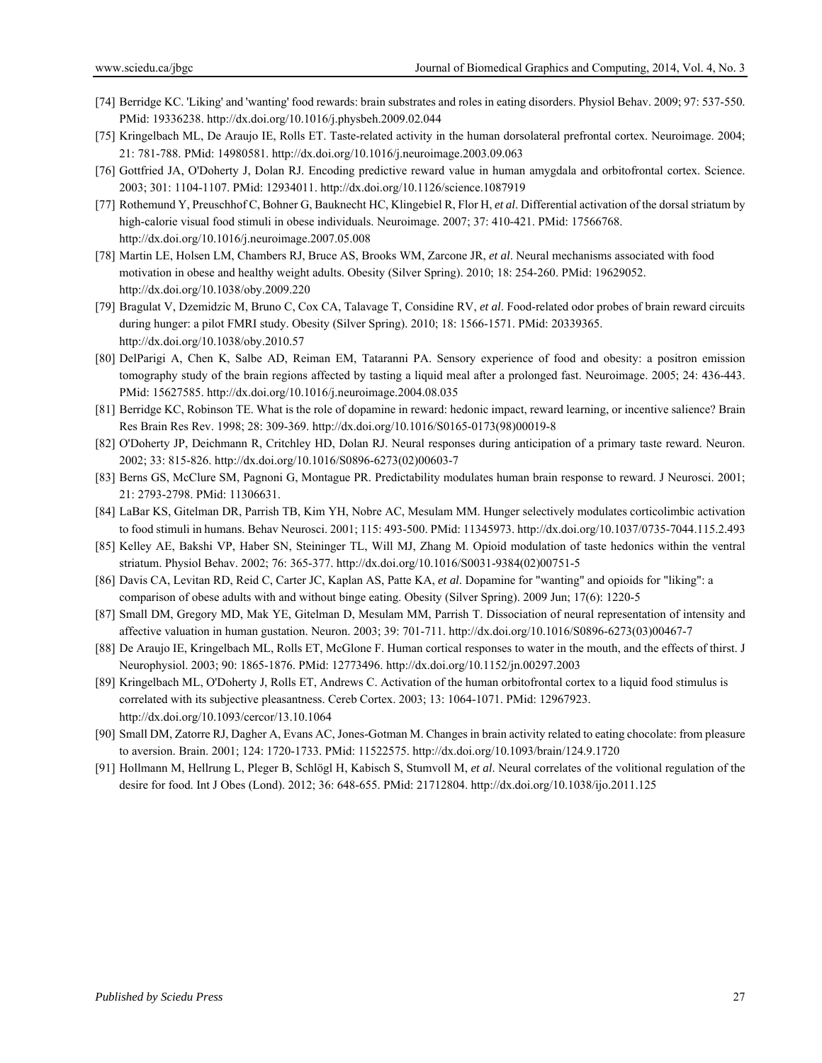[74] Berridge KC. 'Liking' and 'wanting' food rewards: brain substrates and roles in eating disorders. Physiol Behav. 2009; 97: 537-550. PMid: 19336238. http://dx.doi.org/10.1016/j.physbeh.2009.02.044

[75] Kringelbach ML, De Araujo IE, Rolls ET. Taste-related activity in the human dorsolateral prefrontal cortex. Neuroimage. 2004; 21: 781-788. PMid: 14980581. http://dx.doi.org/10.1016/j.neuroimage.2003.09.063

[76] Gottfried JA, O'Doherty J, Dolan RJ. Encoding predictive reward value in human amygdala and orbitofrontal cortex. Science. 2003; 301: 1104-1107. PMid: 12934011. http://dx.doi.org/10.1126/science.1087919

[77] Rothemund Y, Preuschhof C, Bohner G, Bauknecht HC, Klingebiel R, Flor H, *et al*. Differential activation of the dorsal striatum by high-calorie visual food stimuli in obese individuals. Neuroimage. 2007; 37: 410-421. PMid: 17566768. http://dx.doi.org/10.1016/j.neuroimage.2007.05.008

[78] Martin LE, Holsen LM, Chambers RJ, Bruce AS, Brooks WM, Zarcone JR, *et al*. Neural mechanisms associated with food motivation in obese and healthy weight adults. Obesity (Silver Spring). 2010; 18: 254-260. PMid: 19629052. http://dx.doi.org/10.1038/oby.2009.220

[79] Bragulat V, Dzemidzic M, Bruno C, Cox CA, Talavage T, Considine RV, *et al*. Food-related odor probes of brain reward circuits during hunger: a pilot FMRI study. Obesity (Silver Spring). 2010; 18: 1566-1571. PMid: 20339365. http://dx.doi.org/10.1038/oby.2010.57

[80] DelParigi A, Chen K, Salbe AD, Reiman EM, Tataranni PA. Sensory experience of food and obesity: a positron emission tomography study of the brain regions affected by tasting a liquid meal after a prolonged fast. Neuroimage. 2005; 24: 436-443. PMid: 15627585. http://dx.doi.org/10.1016/j.neuroimage.2004.08.035

[81] Berridge KC, Robinson TE. What is the role of dopamine in reward: hedonic impact, reward learning, or incentive salience? Brain Res Brain Res Rev. 1998; 28: 309-369. http://dx.doi.org/10.1016/S0165-0173(98)00019-8

[82] O'Doherty JP, Deichmann R, Critchley HD, Dolan RJ. Neural responses during anticipation of a primary taste reward. Neuron. 2002; 33: 815-826. http://dx.doi.org/10.1016/S0896-6273(02)00603-7

[83] Berns GS, McClure SM, Pagnoni G, Montague PR. Predictability modulates human brain response to reward. J Neurosci. 2001; 21: 2793-2798. PMid: 11306631.

[84] LaBar KS, Gitelman DR, Parrish TB, Kim YH, Nobre AC, Mesulam MM. Hunger selectively modulates corticolimbic activation to food stimuli in humans. Behav Neurosci. 2001; 115: 493-500. PMid: 11345973. http://dx.doi.org/10.1037/0735-7044.115.2.493

[85] Kelley AE, Bakshi VP, Haber SN, Steininger TL, Will MJ, Zhang M. Opioid modulation of taste hedonics within the ventral striatum. Physiol Behav. 2002; 76: 365-377. http://dx.doi.org/10.1016/S0031-9384(02)00751-5

[86] Davis CA, Levitan RD, Reid C, Carter JC, Kaplan AS, Patte KA, *et al*. Dopamine for "wanting" and opioids for "liking": a comparison of obese adults with and without binge eating. Obesity (Silver Spring). 2009 Jun; 17(6): 1220-5

[87] Small DM, Gregory MD, Mak YE, Gitelman D, Mesulam MM, Parrish T. Dissociation of neural representation of intensity and affective valuation in human gustation. Neuron. 2003; 39: 701-711. http://dx.doi.org/10.1016/S0896-6273(03)00467-7

[88] De Araujo IE, Kringelbach ML, Rolls ET, McGlone F. Human cortical responses to water in the mouth, and the effects of thirst. J Neurophysiol. 2003; 90: 1865-1876. PMid: 12773496. http://dx.doi.org/10.1152/jn.00297.2003

[89] Kringelbach ML, O'Doherty J, Rolls ET, Andrews C. Activation of the human orbitofrontal cortex to a liquid food stimulus is correlated with its subjective pleasantness. Cereb Cortex. 2003; 13: 1064-1071. PMid: 12967923. http://dx.doi.org/10.1093/cercor/13.10.1064

[90] Small DM, Zatorre RJ, Dagher A, Evans AC, Jones-Gotman M. Changes in brain activity related to eating chocolate: from pleasure to aversion. Brain. 2001; 124: 1720-1733. PMid: 11522575. http://dx.doi.org/10.1093/brain/124.9.1720

[91] Hollmann M, Hellrung L, Pleger B, Schlögl H, Kabisch S, Stumvoll M, *et al*. Neural correlates of the volitional regulation of the desire for food. Int J Obes (Lond). 2012; 36: 648-655. PMid: 21712804. http://dx.doi.org/10.1038/ijo.2011.125